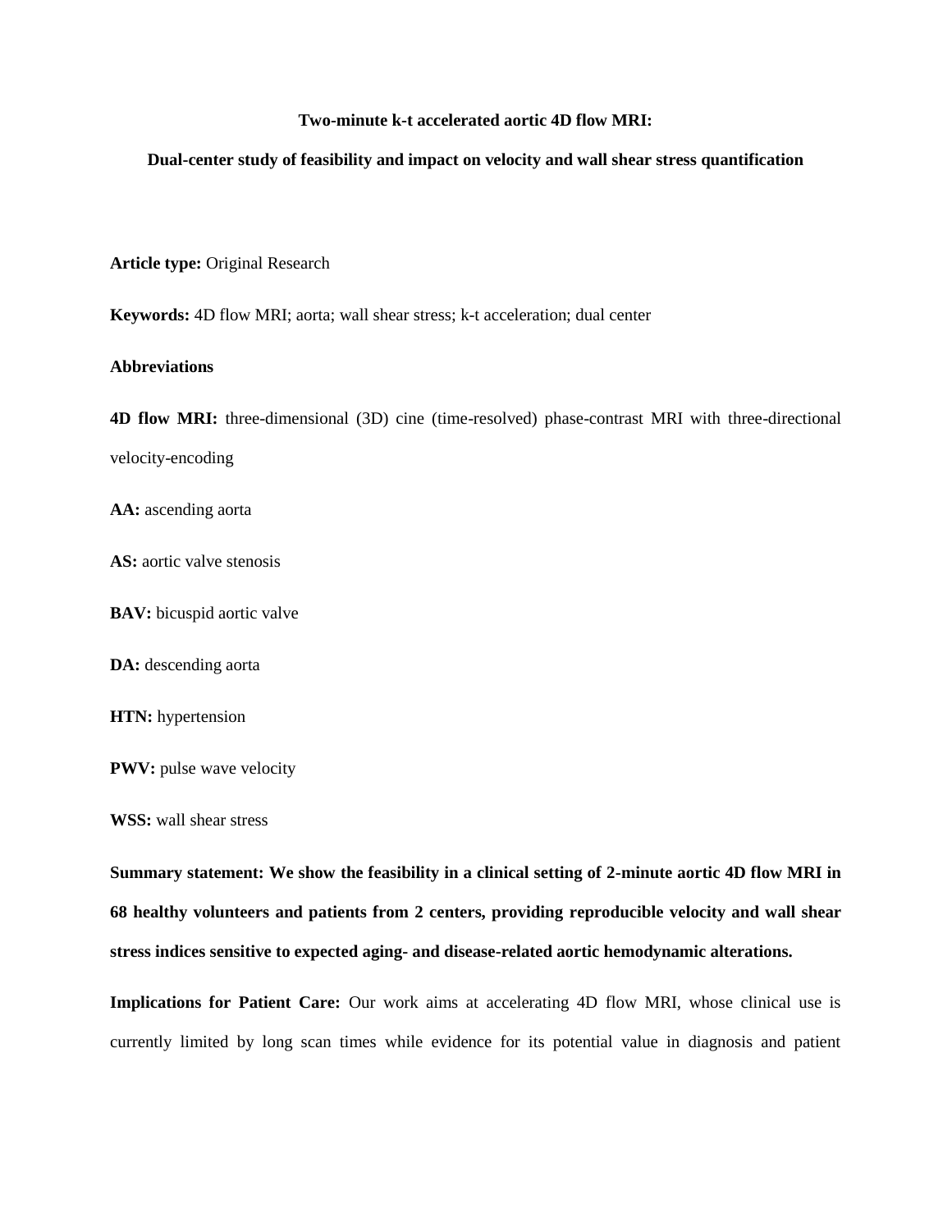# Two-minute k-t accelerated aortic 4D flow MRI:

## Dual-center study of feasibility and impact on velocity and wall shear stress quantification

**Article type:** Original Research

**Keywords:** 4D flow MRI; aorta; wall shear stress; k-t acceleration; dual center

**Abbreviations**

**4D flow MRI:** three-dimensional (3D) cine (time-resolved) phase-contrast MRI with three-directional velocity-encoding

**AA:** ascending aorta

**AS:** aortic valve stenosis

**BAV:** bicuspid aortic valve

**DA:** descending aorta

**HTN:** hypertension

**PWV:** pulse wave velocity

**WSS:** wall shear stress

**Summary statement: We show the feasibility in a clinical setting of 2-minute aortic 4D flow MRI in 68 healthy volunteers and patients from 2 centers, providing reproducible velocity and wall shear stress indices sensitive to expected aging- and disease-related aortic hemodynamic alterations.**

**Implications for Patient Care:** Our work aims at accelerating 4D flow MRI, whose clinical use is currently limited by long scan times while evidence for its potential value in diagnosis and patient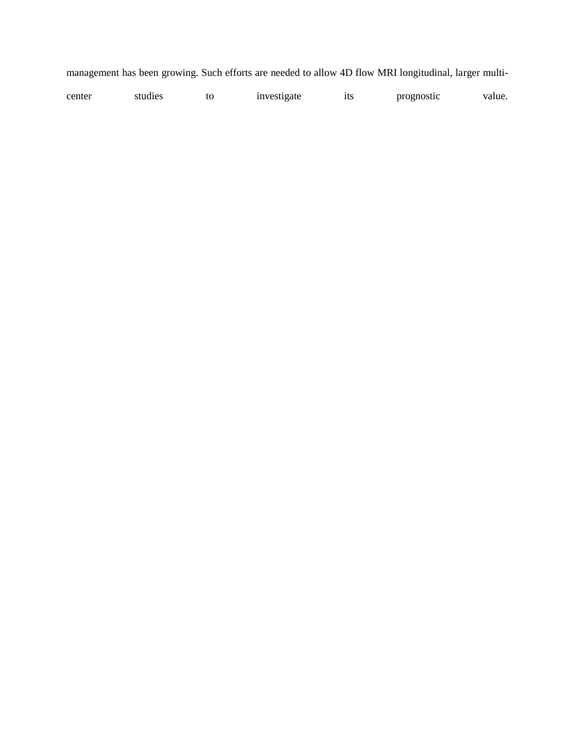management has been growing. Such efforts are needed to allow 4D flow MRI longitudinal, larger multi-center studies to investigate its prognostic value.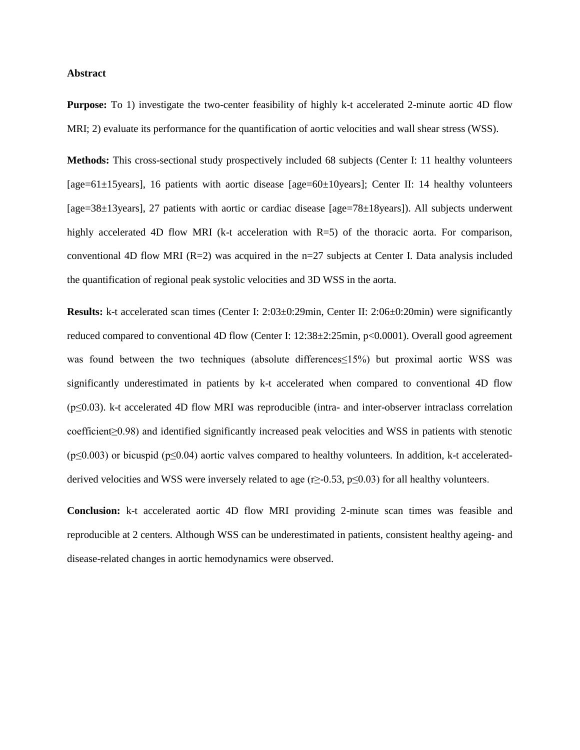**Abstract**

**Purpose:** To 1) investigate the two-center feasibility of highly k-t accelerated 2-minute aortic 4D flow MRI; 2) evaluate its performance for the quantification of aortic velocities and wall shear stress (WSS).

**Methods:** This cross-sectional study prospectively included 68 subjects (Center I: 11 healthy volunteers [age=61±15years], 16 patients with aortic disease [age=60±10years]; Center II: 14 healthy volunteers [age=38±13years], 27 patients with aortic or cardiac disease [age=78±18years]). All subjects underwent highly accelerated 4D flow MRI (k-t acceleration with R=5) of the thoracic aorta. For comparison, conventional 4D flow MRI (R=2) was acquired in the n=27 subjects at Center I. Data analysis included the quantification of regional peak systolic velocities and 3D WSS in the aorta.

**Results:** k-t accelerated scan times (Center I: 2:03±0:29min, Center II: 2:06±0:20min) were significantly reduced compared to conventional 4D flow (Center I: 12:38±2:25min, $p<0.0001$). Overall good agreement was found between the two techniques (absolute differences≤15%) but proximal aortic WSS was significantly underestimated in patients by k-t accelerated when compared to conventional 4D flow ($p\leq0.03$). k-t accelerated 4D flow MRI was reproducible (intra- and inter-observer intraclass correlation coefficient≥0.98) and identified significantly increased peak velocities and WSS in patients with stenotic ($p\leq0.003$) or bicuspid ($p\leq0.04$) aortic valves compared to healthy volunteers. In addition, k-t accelerated-derived velocities and WSS were inversely related to age ($r\geq-0.53$, $p\leq0.03$) for all healthy volunteers.

**Conclusion:** k-t accelerated aortic 4D flow MRI providing 2-minute scan times was feasible and reproducible at 2 centers. Although WSS can be underestimated in patients, consistent healthy ageing- and disease-related changes in aortic hemodynamics were observed.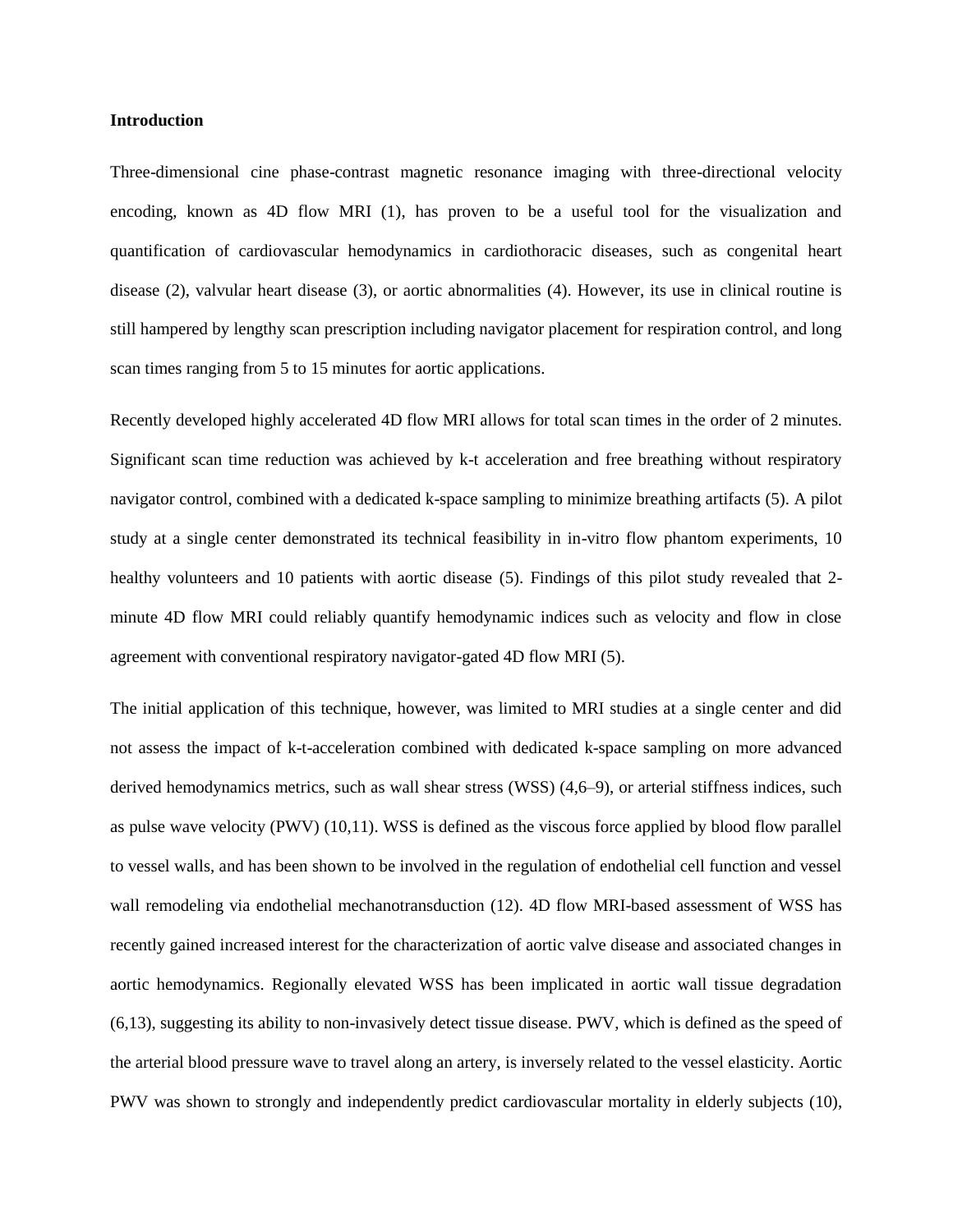**Introduction**

Three-dimensional cine phase-contrast magnetic resonance imaging with three-directional velocity encoding, known as 4D flow MRI (1), has proven to be a useful tool for the visualization and quantification of cardiovascular hemodynamics in cardiothoracic diseases, such as congenital heart disease (2), valvular heart disease (3), or aortic abnormalities (4). However, its use in clinical routine is still hampered by lengthy scan prescription including navigator placement for respiration control, and long scan times ranging from 5 to 15 minutes for aortic applications.

Recently developed highly accelerated 4D flow MRI allows for total scan times in the order of 2 minutes. Significant scan time reduction was achieved by k-t acceleration and free breathing without respiratory navigator control, combined with a dedicated k-space sampling to minimize breathing artifacts (5). A pilot study at a single center demonstrated its technical feasibility in in-vitro flow phantom experiments, 10 healthy volunteers and 10 patients with aortic disease (5). Findings of this pilot study revealed that 2-minute 4D flow MRI could reliably quantify hemodynamic indices such as velocity and flow in close agreement with conventional respiratory navigator-gated 4D flow MRI (5).

The initial application of this technique, however, was limited to MRI studies at a single center and did not assess the impact of k-t-acceleration combined with dedicated k-space sampling on more advanced derived hemodynamics metrics, such as wall shear stress (WSS) (4,6–9), or arterial stiffness indices, such as pulse wave velocity (PWV) (10,11). WSS is defined as the viscous force applied by blood flow parallel to vessel walls, and has been shown to be involved in the regulation of endothelial cell function and vessel wall remodeling via endothelial mechanotransduction (12). 4D flow MRI-based assessment of WSS has recently gained increased interest for the characterization of aortic valve disease and associated changes in aortic hemodynamics. Regionally elevated WSS has been implicated in aortic wall tissue degradation (6,13), suggesting its ability to non-invasively detect tissue disease. PWV, which is defined as the speed of the arterial blood pressure wave to travel along an artery, is inversely related to the vessel elasticity. Aortic PWV was shown to strongly and independently predict cardiovascular mortality in elderly subjects (10),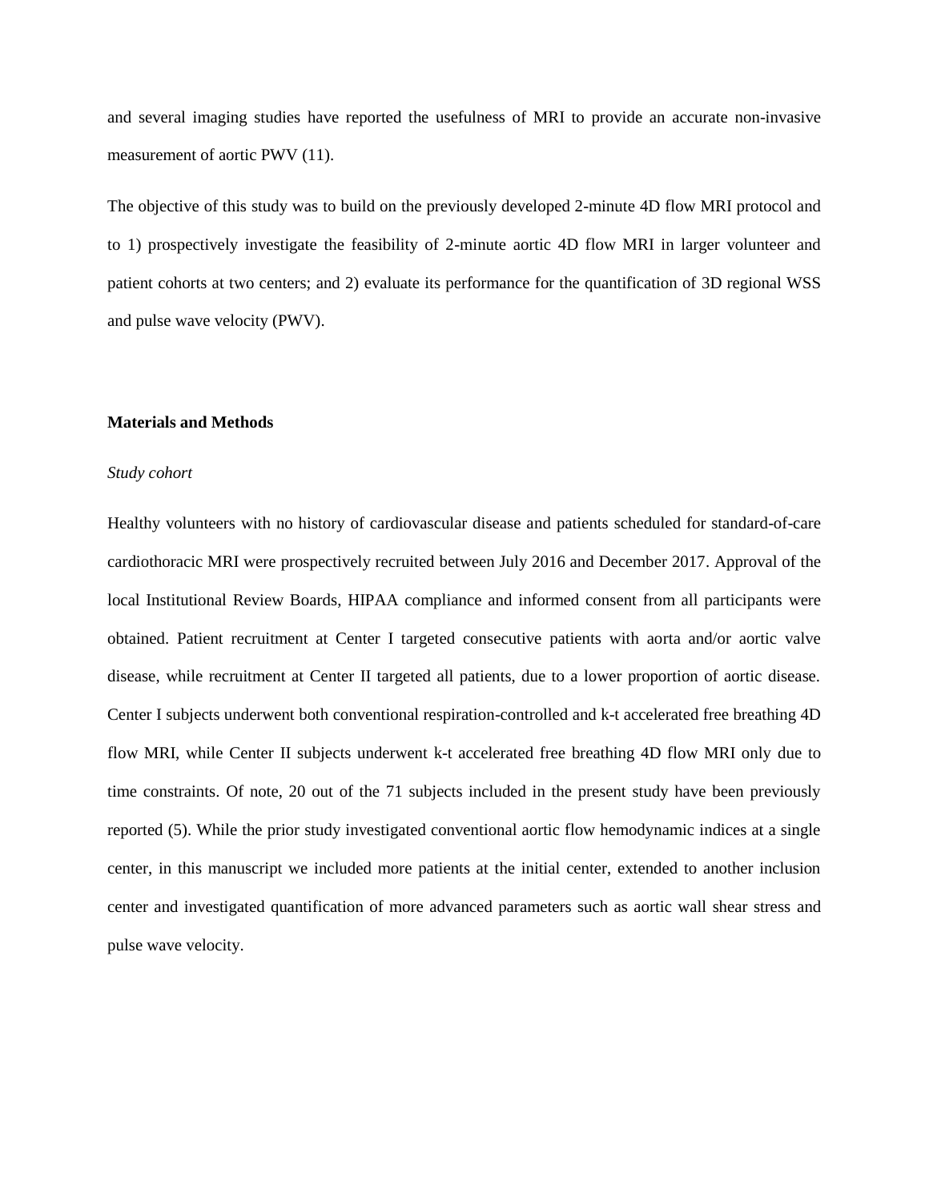and several imaging studies have reported the usefulness of MRI to provide an accurate non-invasive measurement of aortic PWV (11).

The objective of this study was to build on the previously developed 2-minute 4D flow MRI protocol and to 1) prospectively investigate the feasibility of 2-minute aortic 4D flow MRI in larger volunteer and patient cohorts at two centers; and 2) evaluate its performance for the quantification of 3D regional WSS and pulse wave velocity (PWV).

## Materials and Methods

### *Study cohort*

Healthy volunteers with no history of cardiovascular disease and patients scheduled for standard-of-care cardiothoracic MRI were prospectively recruited between July 2016 and December 2017. Approval of the local Institutional Review Boards, HIPAA compliance and informed consent from all participants were obtained. Patient recruitment at Center I targeted consecutive patients with aorta and/or aortic valve disease, while recruitment at Center II targeted all patients, due to a lower proportion of aortic disease. Center I subjects underwent both conventional respiration-controlled and k-t accelerated free breathing 4D flow MRI, while Center II subjects underwent k-t accelerated free breathing 4D flow MRI only due to time constraints. Of note, 20 out of the 71 subjects included in the present study have been previously reported (5). While the prior study investigated conventional aortic flow hemodynamic indices at a single center, in this manuscript we included more patients at the initial center, extended to another inclusion center and investigated quantification of more advanced parameters such as aortic wall shear stress and pulse wave velocity.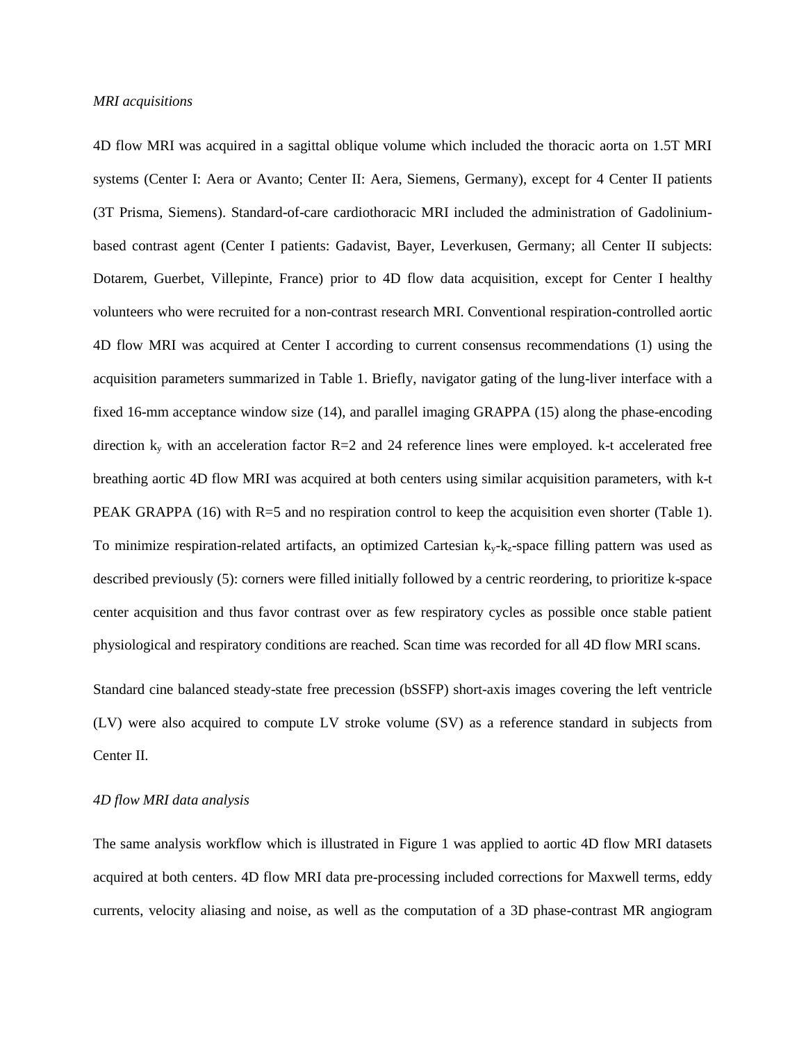*MRI acquisitions*

4D flow MRI was acquired in a sagittal oblique volume which included the thoracic aorta on 1.5T MRI systems (Center I: Aera or Avanto; Center II: Aera, Siemens, Germany), except for 4 Center II patients (3T Prisma, Siemens). Standard-of-care cardiothoracic MRI included the administration of Gadolinium-based contrast agent (Center I patients: Gadavist, Bayer, Leverkusen, Germany; all Center II subjects: Dotarem, Guerbet, Villepinte, France) prior to 4D flow data acquisition, except for Center I healthy volunteers who were recruited for a non-contrast research MRI. Conventional respiration-controlled aortic 4D flow MRI was acquired at Center I according to current consensus recommendations (1) using the acquisition parameters summarized in Table 1. Briefly, navigator gating of the lung-liver interface with a fixed 16-mm acceptance window size (14), and parallel imaging GRAPPA (15) along the phase-encoding direction $k_y$ with an acceleration factor R=2 and 24 reference lines were employed. k-t accelerated free breathing aortic 4D flow MRI was acquired at both centers using similar acquisition parameters, with k-t PEAK GRAPPA (16) with R=5 and no respiration control to keep the acquisition even shorter (Table 1). To minimize respiration-related artifacts, an optimized Cartesian $k_y$-$k_z$-space filling pattern was used as described previously (5): corners were filled initially followed by a centric reordering, to prioritize k-space center acquisition and thus favor contrast over as few respiratory cycles as possible once stable patient physiological and respiratory conditions are reached. Scan time was recorded for all 4D flow MRI scans.

Standard cine balanced steady-state free precession (bSSFP) short-axis images covering the left ventricle (LV) were also acquired to compute LV stroke volume (SV) as a reference standard in subjects from Center II.

*4D flow MRI data analysis*

The same analysis workflow which is illustrated in Figure 1 was applied to aortic 4D flow MRI datasets acquired at both centers. 4D flow MRI data pre-processing included corrections for Maxwell terms, eddy currents, velocity aliasing and noise, as well as the computation of a 3D phase-contrast MR angiogram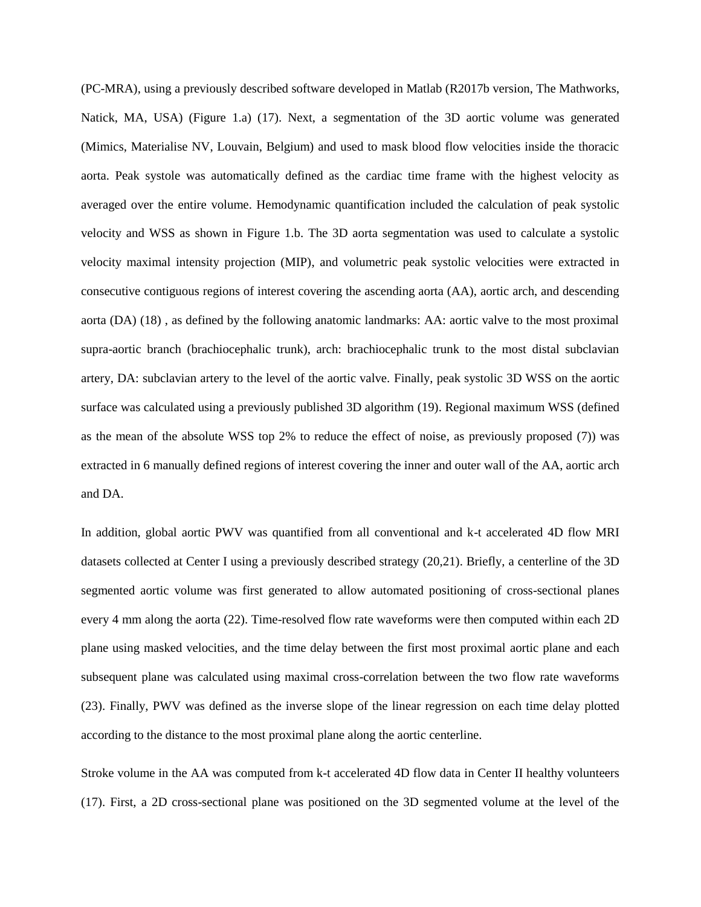(PC-MRA), using a previously described software developed in Matlab (R2017b version, The Mathworks, Natick, MA, USA) (Figure 1.a) (17). Next, a segmentation of the 3D aortic volume was generated (Mimics, Materialise NV, Louvain, Belgium) and used to mask blood flow velocities inside the thoracic aorta. Peak systole was automatically defined as the cardiac time frame with the highest velocity as averaged over the entire volume. Hemodynamic quantification included the calculation of peak systolic velocity and WSS as shown in Figure 1.b. The 3D aorta segmentation was used to calculate a systolic velocity maximal intensity projection (MIP), and volumetric peak systolic velocities were extracted in consecutive contiguous regions of interest covering the ascending aorta (AA), aortic arch, and descending aorta (DA) (18) , as defined by the following anatomic landmarks: AA: aortic valve to the most proximal supra-aortic branch (brachiocephalic trunk), arch: brachiocephalic trunk to the most distal subclavian artery, DA: subclavian artery to the level of the aortic valve. Finally, peak systolic 3D WSS on the aortic surface was calculated using a previously published 3D algorithm (19). Regional maximum WSS (defined as the mean of the absolute WSS top 2% to reduce the effect of noise, as previously proposed (7)) was extracted in 6 manually defined regions of interest covering the inner and outer wall of the AA, aortic arch and DA.

In addition, global aortic PWV was quantified from all conventional and k-t accelerated 4D flow MRI datasets collected at Center I using a previously described strategy (20,21). Briefly, a centerline of the 3D segmented aortic volume was first generated to allow automated positioning of cross-sectional planes every 4 mm along the aorta (22). Time-resolved flow rate waveforms were then computed within each 2D plane using masked velocities, and the time delay between the first most proximal aortic plane and each subsequent plane was calculated using maximal cross-correlation between the two flow rate waveforms (23). Finally, PWV was defined as the inverse slope of the linear regression on each time delay plotted according to the distance to the most proximal plane along the aortic centerline.

Stroke volume in the AA was computed from k-t accelerated 4D flow data in Center II healthy volunteers (17). First, a 2D cross-sectional plane was positioned on the 3D segmented volume at the level of the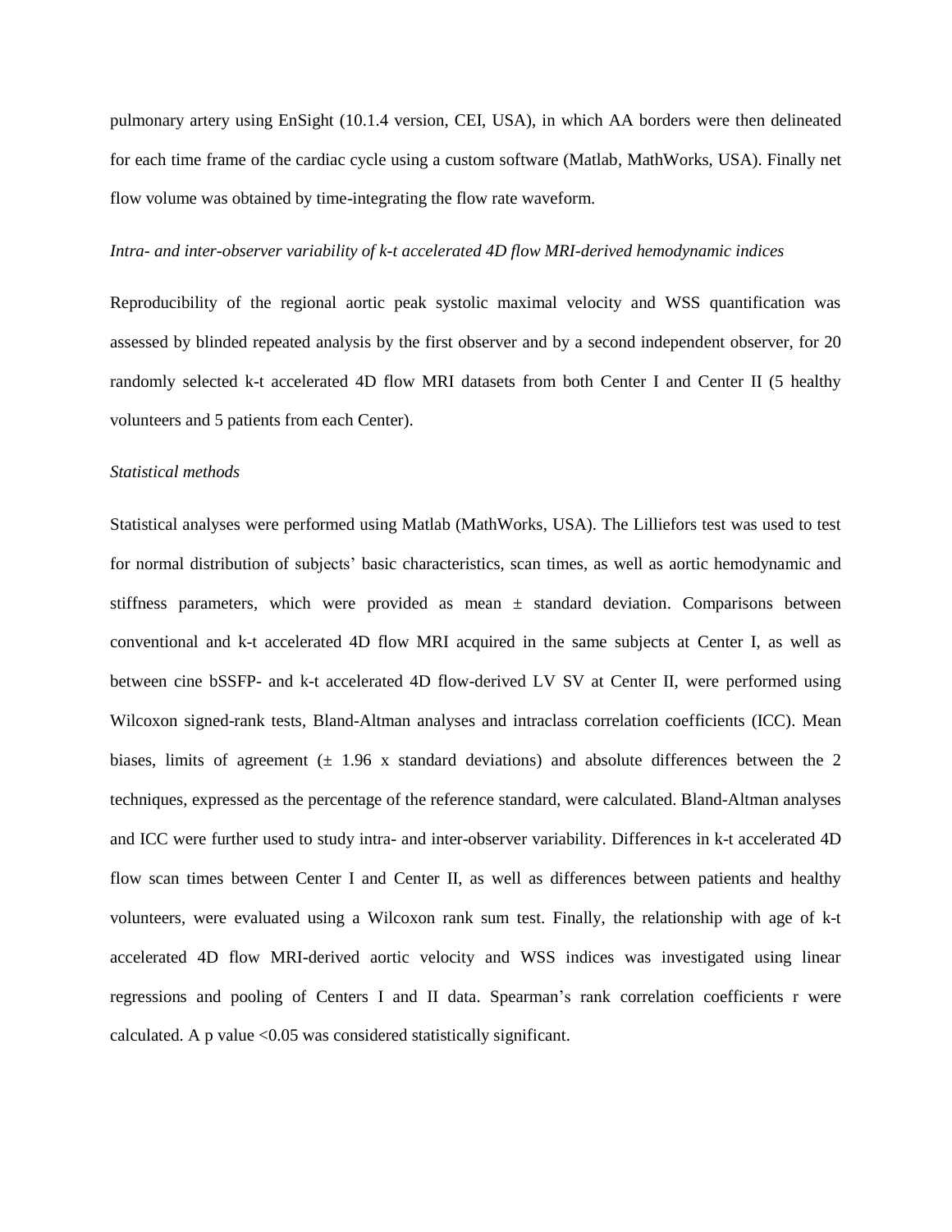pulmonary artery using EnSight (10.1.4 version, CEI, USA), in which AA borders were then delineated for each time frame of the cardiac cycle using a custom software (Matlab, MathWorks, USA). Finally net flow volume was obtained by time-integrating the flow rate waveform.

*Intra- and inter-observer variability of k-t accelerated 4D flow MRI-derived hemodynamic indices*

Reproducibility of the regional aortic peak systolic maximal velocity and WSS quantification was assessed by blinded repeated analysis by the first observer and by a second independent observer, for 20 randomly selected k-t accelerated 4D flow MRI datasets from both Center I and Center II (5 healthy volunteers and 5 patients from each Center).

*Statistical methods*

Statistical analyses were performed using Matlab (MathWorks, USA). The Lilliefors test was used to test for normal distribution of subjects' basic characteristics, scan times, as well as aortic hemodynamic and stiffness parameters, which were provided as mean ± standard deviation. Comparisons between conventional and k-t accelerated 4D flow MRI acquired in the same subjects at Center I, as well as between cine bSSFP- and k-t accelerated 4D flow-derived LV SV at Center II, were performed using Wilcoxon signed-rank tests, Bland-Altman analyses and intraclass correlation coefficients (ICC). Mean biases, limits of agreement (± 1.96 x standard deviations) and absolute differences between the 2 techniques, expressed as the percentage of the reference standard, were calculated. Bland-Altman analyses and ICC were further used to study intra- and inter-observer variability. Differences in k-t accelerated 4D flow scan times between Center I and Center II, as well as differences between patients and healthy volunteers, were evaluated using a Wilcoxon rank sum test. Finally, the relationship with age of k-t accelerated 4D flow MRI-derived aortic velocity and WSS indices was investigated using linear regressions and pooling of Centers I and II data. Spearman's rank correlation coefficients r were calculated. A p value $<0.05$ was considered statistically significant.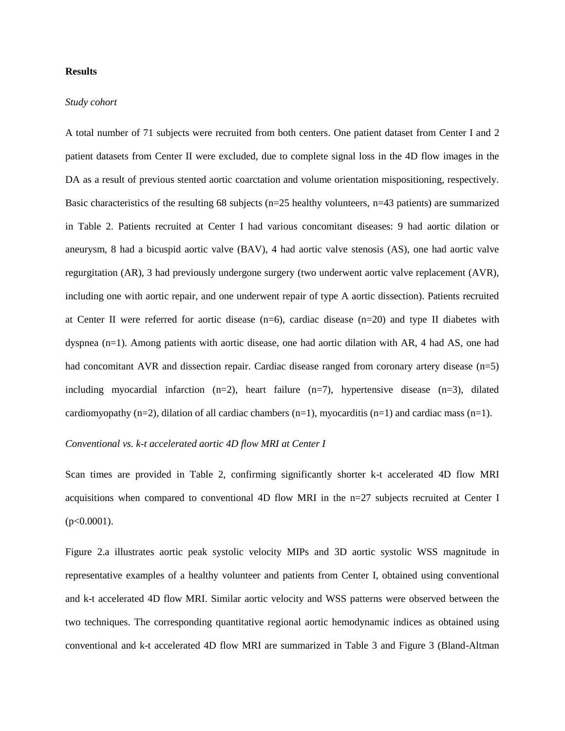## Results

*Study cohort*

A total number of 71 subjects were recruited from both centers. One patient dataset from Center I and 2 patient datasets from Center II were excluded, due to complete signal loss in the 4D flow images in the DA as a result of previous stented aortic coarctation and volume orientation mispositioning, respectively. Basic characteristics of the resulting 68 subjects (n=25 healthy volunteers, n=43 patients) are summarized in Table 2. Patients recruited at Center I had various concomitant diseases: 9 had aortic dilation or aneurysm, 8 had a bicuspid aortic valve (BAV), 4 had aortic valve stenosis (AS), one had aortic valve regurgitation (AR), 3 had previously undergone surgery (two underwent aortic valve replacement (AVR), including one with aortic repair, and one underwent repair of type A aortic dissection). Patients recruited at Center II were referred for aortic disease (n=6), cardiac disease (n=20) and type II diabetes with dyspnea (n=1). Among patients with aortic disease, one had aortic dilation with AR, 4 had AS, one had had concomitant AVR and dissection repair. Cardiac disease ranged from coronary artery disease (n=5) including myocardial infarction (n=2), heart failure (n=7), hypertensive disease (n=3), dilated cardiomyopathy (n=2), dilation of all cardiac chambers (n=1), myocarditis (n=1) and cardiac mass (n=1).

*Conventional vs. k-t accelerated aortic 4D flow MRI at Center I*

Scan times are provided in Table 2, confirming significantly shorter k-t accelerated 4D flow MRI acquisitions when compared to conventional 4D flow MRI in the n=27 subjects recruited at Center I ($p<0.0001$).

Figure 2.a illustrates aortic peak systolic velocity MIPs and 3D aortic systolic WSS magnitude in representative examples of a healthy volunteer and patients from Center I, obtained using conventional and k-t accelerated 4D flow MRI. Similar aortic velocity and WSS patterns were observed between the two techniques. The corresponding quantitative regional aortic hemodynamic indices as obtained using conventional and k-t accelerated 4D flow MRI are summarized in Table 3 and Figure 3 (Bland-Altman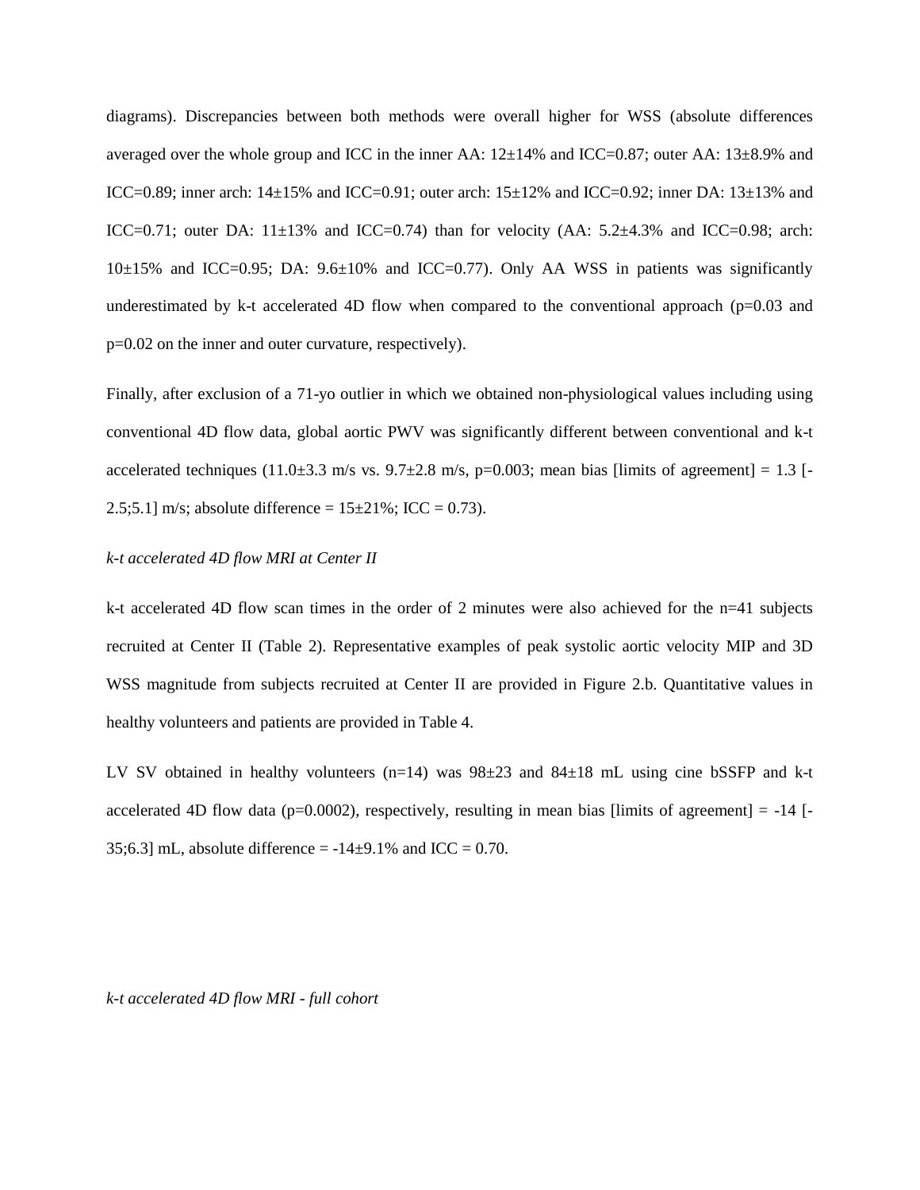diagrams). Discrepancies between both methods were overall higher for WSS (absolute differences averaged over the whole group and ICC in the inner AA: 12±14% and ICC=0.87; outer AA: 13±8.9% and ICC=0.89; inner arch: 14±15% and ICC=0.91; outer arch: 15±12% and ICC=0.92; inner DA: 13±13% and ICC=0.71; outer DA: 11±13% and ICC=0.74) than for velocity (AA: 5.2±4.3% and ICC=0.98; arch: 10±15% and ICC=0.95; DA: 9.6±10% and ICC=0.77). Only AA WSS in patients was significantly underestimated by k-t accelerated 4D flow when compared to the conventional approach (p=0.03 and p=0.02 on the inner and outer curvature, respectively).

Finally, after exclusion of a 71-yo outlier in which we obtained non-physiological values including using conventional 4D flow data, global aortic PWV was significantly different between conventional and k-t accelerated techniques (11.0±3.3 m/s vs. 9.7±2.8 m/s, p=0.003; mean bias [limits of agreement] = 1.3 [-2.5;5.1] m/s; absolute difference = 15±21%; ICC = 0.73).

*k-t accelerated 4D flow MRI at Center II*

k-t accelerated 4D flow scan times in the order of 2 minutes were also achieved for the n=41 subjects recruited at Center II (Table 2). Representative examples of peak systolic aortic velocity MIP and 3D WSS magnitude from subjects recruited at Center II are provided in Figure 2.b. Quantitative values in healthy volunteers and patients are provided in Table 4.

LV SV obtained in healthy volunteers (n=14) was 98±23 and 84±18 mL using cine bSSFP and k-t accelerated 4D flow data (p=0.0002), respectively, resulting in mean bias [limits of agreement] = -14 [-35;6.3] mL, absolute difference = -14±9.1% and ICC = 0.70.

*k-t accelerated 4D flow MRI - full cohort*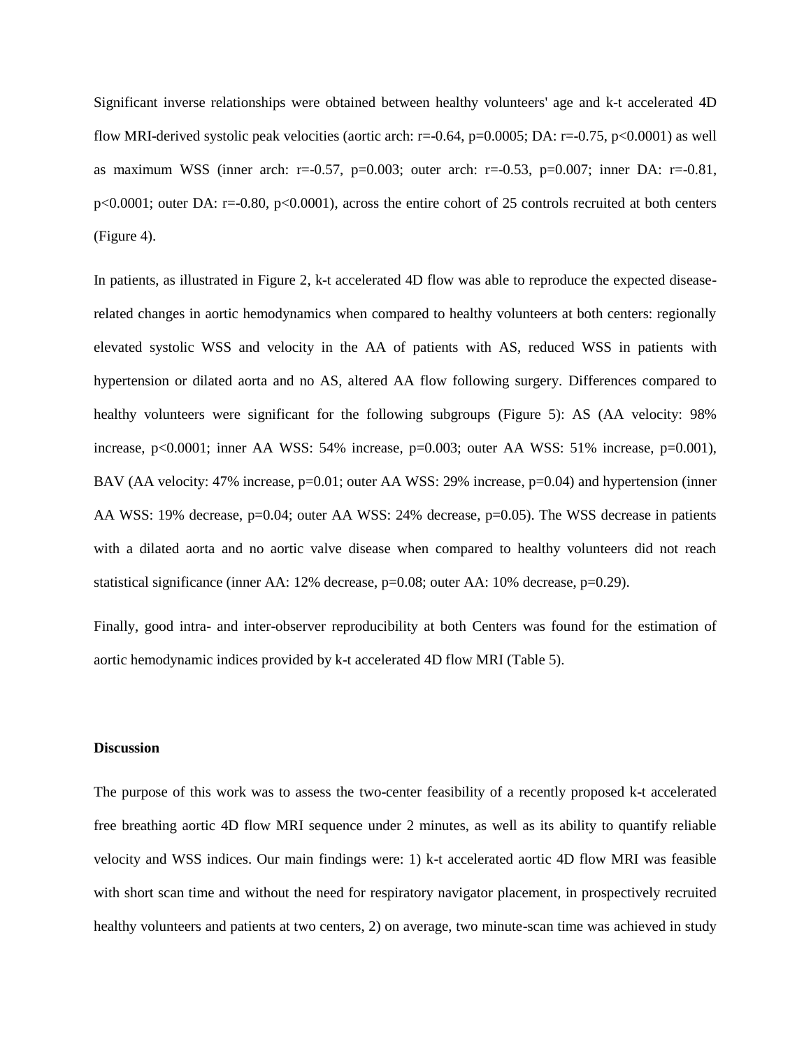Significant inverse relationships were obtained between healthy volunteers' age and k-t accelerated 4D flow MRI-derived systolic peak velocities (aortic arch: $r=-0.64$, $p=0.0005$; DA: $r=-0.75$, $p<0.0001$) as well as maximum WSS (inner arch: $r=-0.57$, $p=0.003$; outer arch: $r=-0.53$, $p=0.007$; inner DA: $r=-0.81$, $p<0.0001$; outer DA: $r=-0.80$, $p<0.0001$), across the entire cohort of 25 controls recruited at both centers (Figure 4).

In patients, as illustrated in Figure 2, k-t accelerated 4D flow was able to reproduce the expected disease-related changes in aortic hemodynamics when compared to healthy volunteers at both centers: regionally elevated systolic WSS and velocity in the AA of patients with AS, reduced WSS in patients with hypertension or dilated aorta and no AS, altered AA flow following surgery. Differences compared to healthy volunteers were significant for the following subgroups (Figure 5): AS (AA velocity: 98% increase, $p<0.0001$; inner AA WSS: 54% increase, $p=0.003$; outer AA WSS: 51% increase, $p=0.001$), BAV (AA velocity: 47% increase, $p=0.01$; outer AA WSS: 29% increase, $p=0.04$) and hypertension (inner AA WSS: 19% decrease, $p=0.04$; outer AA WSS: 24% decrease, $p=0.05$). The WSS decrease in patients with a dilated aorta and no aortic valve disease when compared to healthy volunteers did not reach statistical significance (inner AA: 12% decrease, $p=0.08$; outer AA: 10% decrease, $p=0.29$).

Finally, good intra- and inter-observer reproducibility at both Centers was found for the estimation of aortic hemodynamic indices provided by k-t accelerated 4D flow MRI (Table 5).

## Discussion

The purpose of this work was to assess the two-center feasibility of a recently proposed k-t accelerated free breathing aortic 4D flow MRI sequence under 2 minutes, as well as its ability to quantify reliable velocity and WSS indices. Our main findings were: 1) k-t accelerated aortic 4D flow MRI was feasible with short scan time and without the need for respiratory navigator placement, in prospectively recruited healthy volunteers and patients at two centers, 2) on average, two minute-scan time was achieved in study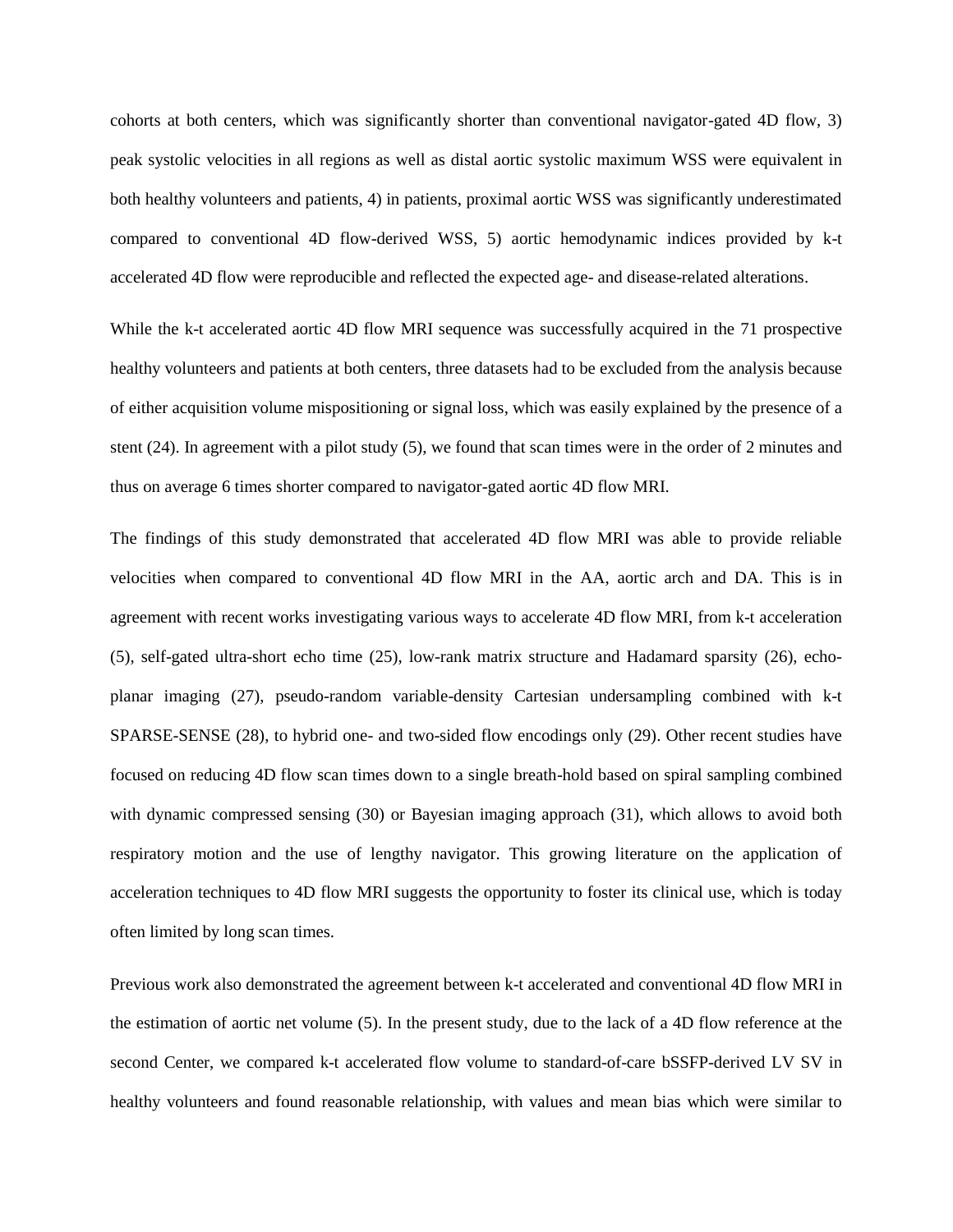cohorts at both centers, which was significantly shorter than conventional navigator-gated 4D flow, 3) peak systolic velocities in all regions as well as distal aortic systolic maximum WSS were equivalent in both healthy volunteers and patients, 4) in patients, proximal aortic WSS was significantly underestimated compared to conventional 4D flow-derived WSS, 5) aortic hemodynamic indices provided by k-t accelerated 4D flow were reproducible and reflected the expected age- and disease-related alterations.

While the k-t accelerated aortic 4D flow MRI sequence was successfully acquired in the 71 prospective healthy volunteers and patients at both centers, three datasets had to be excluded from the analysis because of either acquisition volume mispositioning or signal loss, which was easily explained by the presence of a stent (24). In agreement with a pilot study (5), we found that scan times were in the order of 2 minutes and thus on average 6 times shorter compared to navigator-gated aortic 4D flow MRI.

The findings of this study demonstrated that accelerated 4D flow MRI was able to provide reliable velocities when compared to conventional 4D flow MRI in the AA, aortic arch and DA. This is in agreement with recent works investigating various ways to accelerate 4D flow MRI, from k-t acceleration (5), self-gated ultra-short echo time (25), low-rank matrix structure and Hadamard sparsity (26), echo-planar imaging (27), pseudo-random variable-density Cartesian undersampling combined with k-t SPARSE-SENSE (28), to hybrid one- and two-sided flow encodings only (29). Other recent studies have focused on reducing 4D flow scan times down to a single breath-hold based on spiral sampling combined with dynamic compressed sensing (30) or Bayesian imaging approach (31), which allows to avoid both respiratory motion and the use of lengthy navigator. This growing literature on the application of acceleration techniques to 4D flow MRI suggests the opportunity to foster its clinical use, which is today often limited by long scan times.

Previous work also demonstrated the agreement between k-t accelerated and conventional 4D flow MRI in the estimation of aortic net volume (5). In the present study, due to the lack of a 4D flow reference at the second Center, we compared k-t accelerated flow volume to standard-of-care bSSFP-derived LV SV in healthy volunteers and found reasonable relationship, with values and mean bias which were similar to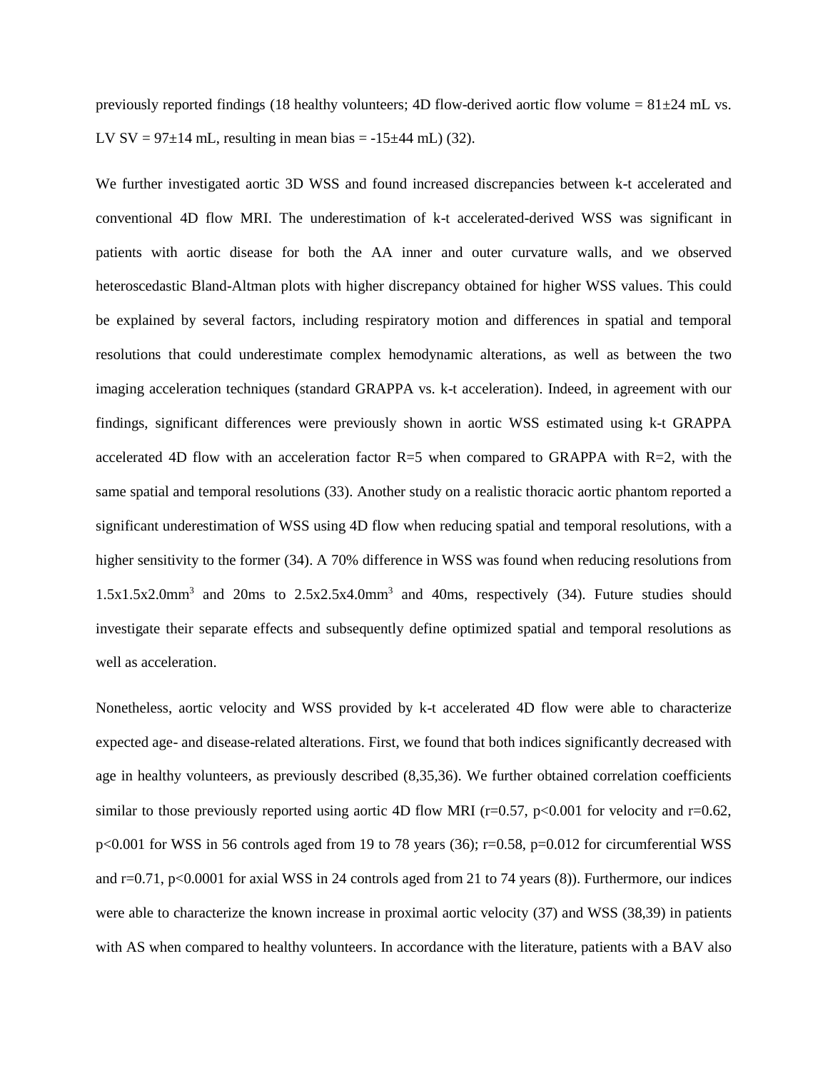previously reported findings (18 healthy volunteers; 4D flow-derived aortic flow volume = 81±24 mL vs. LV SV = 97±14 mL, resulting in mean bias = -15±44 mL) (32).

We further investigated aortic 3D WSS and found increased discrepancies between k-t accelerated and conventional 4D flow MRI. The underestimation of k-t accelerated-derived WSS was significant in patients with aortic disease for both the AA inner and outer curvature walls, and we observed heteroscedastic Bland-Altman plots with higher discrepancy obtained for higher WSS values. This could be explained by several factors, including respiratory motion and differences in spatial and temporal resolutions that could underestimate complex hemodynamic alterations, as well as between the two imaging acceleration techniques (standard GRAPPA vs. k-t acceleration). Indeed, in agreement with our findings, significant differences were previously shown in aortic WSS estimated using k-t GRAPPA accelerated 4D flow with an acceleration factor R=5 when compared to GRAPPA with R=2, with the same spatial and temporal resolutions (33). Another study on a realistic thoracic aortic phantom reported a significant underestimation of WSS using 4D flow when reducing spatial and temporal resolutions, with a higher sensitivity to the former (34). A 70% difference in WSS was found when reducing resolutions from 1.5x1.5x2.0mm$^3$ and 20ms to 2.5x2.5x4.0mm$^3$ and 40ms, respectively (34). Future studies should investigate their separate effects and subsequently define optimized spatial and temporal resolutions as well as acceleration.

Nonetheless, aortic velocity and WSS provided by k-t accelerated 4D flow were able to characterize expected age- and disease-related alterations. First, we found that both indices significantly decreased with age in healthy volunteers, as previously described (8,35,36). We further obtained correlation coefficients similar to those previously reported using aortic 4D flow MRI ($r=0.57$, $p<0.001$ for velocity and $r=0.62$, $p<0.001$ for WSS in 56 controls aged from 19 to 78 years (36); $r=0.58$, $p=0.012$ for circumferential WSS and $r=0.71$, $p<0.0001$ for axial WSS in 24 controls aged from 21 to 74 years (8)). Furthermore, our indices were able to characterize the known increase in proximal aortic velocity (37) and WSS (38,39) in patients with AS when compared to healthy volunteers. In accordance with the literature, patients with a BAV also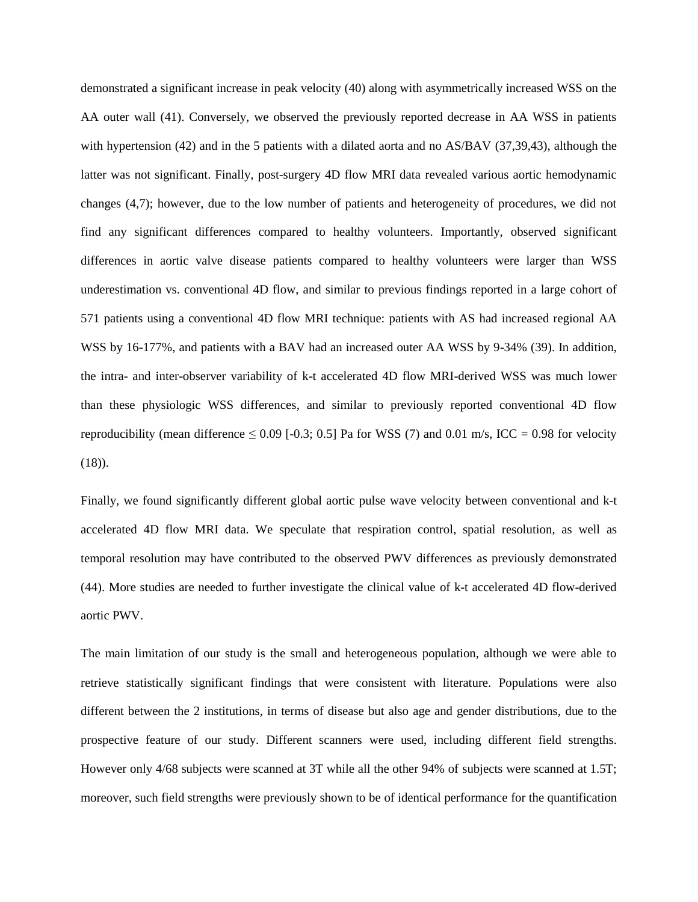demonstrated a significant increase in peak velocity (40) along with asymmetrically increased WSS on the AA outer wall (41). Conversely, we observed the previously reported decrease in AA WSS in patients with hypertension (42) and in the 5 patients with a dilated aorta and no AS/BAV (37,39,43), although the latter was not significant. Finally, post-surgery 4D flow MRI data revealed various aortic hemodynamic changes (4,7); however, due to the low number of patients and heterogeneity of procedures, we did not find any significant differences compared to healthy volunteers. Importantly, observed significant differences in aortic valve disease patients compared to healthy volunteers were larger than WSS underestimation vs. conventional 4D flow, and similar to previous findings reported in a large cohort of 571 patients using a conventional 4D flow MRI technique: patients with AS had increased regional AA WSS by 16-177%, and patients with a BAV had an increased outer AA WSS by 9-34% (39). In addition, the intra- and inter-observer variability of k-t accelerated 4D flow MRI-derived WSS was much lower than these physiologic WSS differences, and similar to previously reported conventional 4D flow reproducibility (mean difference $\leq$ 0.09 [-0.3; 0.5] Pa for WSS (7) and 0.01 m/s, ICC = 0.98 for velocity (18)).

Finally, we found significantly different global aortic pulse wave velocity between conventional and k-t accelerated 4D flow MRI data. We speculate that respiration control, spatial resolution, as well as temporal resolution may have contributed to the observed PWV differences as previously demonstrated (44). More studies are needed to further investigate the clinical value of k-t accelerated 4D flow-derived aortic PWV.

The main limitation of our study is the small and heterogeneous population, although we were able to retrieve statistically significant findings that were consistent with literature. Populations were also different between the 2 institutions, in terms of disease but also age and gender distributions, due to the prospective feature of our study. Different scanners were used, including different field strengths. However only 4/68 subjects were scanned at 3T while all the other 94% of subjects were scanned at 1.5T; moreover, such field strengths were previously shown to be of identical performance for the quantification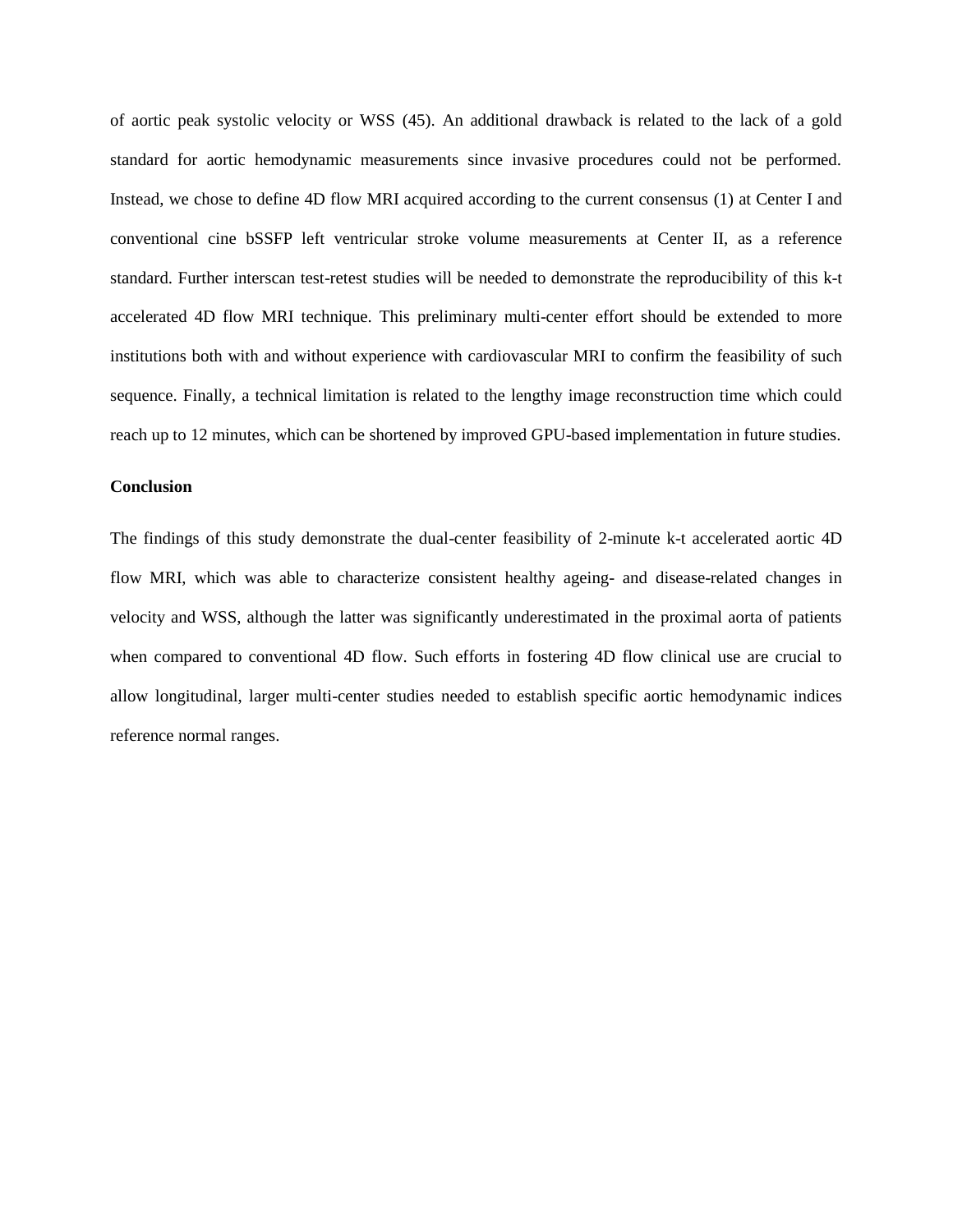of aortic peak systolic velocity or WSS (45). An additional drawback is related to the lack of a gold standard for aortic hemodynamic measurements since invasive procedures could not be performed. Instead, we chose to define 4D flow MRI acquired according to the current consensus (1) at Center I and conventional cine bSSFP left ventricular stroke volume measurements at Center II, as a reference standard. Further interscan test-retest studies will be needed to demonstrate the reproducibility of this k-t accelerated 4D flow MRI technique. This preliminary multi-center effort should be extended to more institutions both with and without experience with cardiovascular MRI to confirm the feasibility of such sequence. Finally, a technical limitation is related to the lengthy image reconstruction time which could reach up to 12 minutes, which can be shortened by improved GPU-based implementation in future studies.

**Conclusion**

The findings of this study demonstrate the dual-center feasibility of 2-minute k-t accelerated aortic 4D flow MRI, which was able to characterize consistent healthy ageing- and disease-related changes in velocity and WSS, although the latter was significantly underestimated in the proximal aorta of patients when compared to conventional 4D flow. Such efforts in fostering 4D flow clinical use are crucial to allow longitudinal, larger multi-center studies needed to establish specific aortic hemodynamic indices reference normal ranges.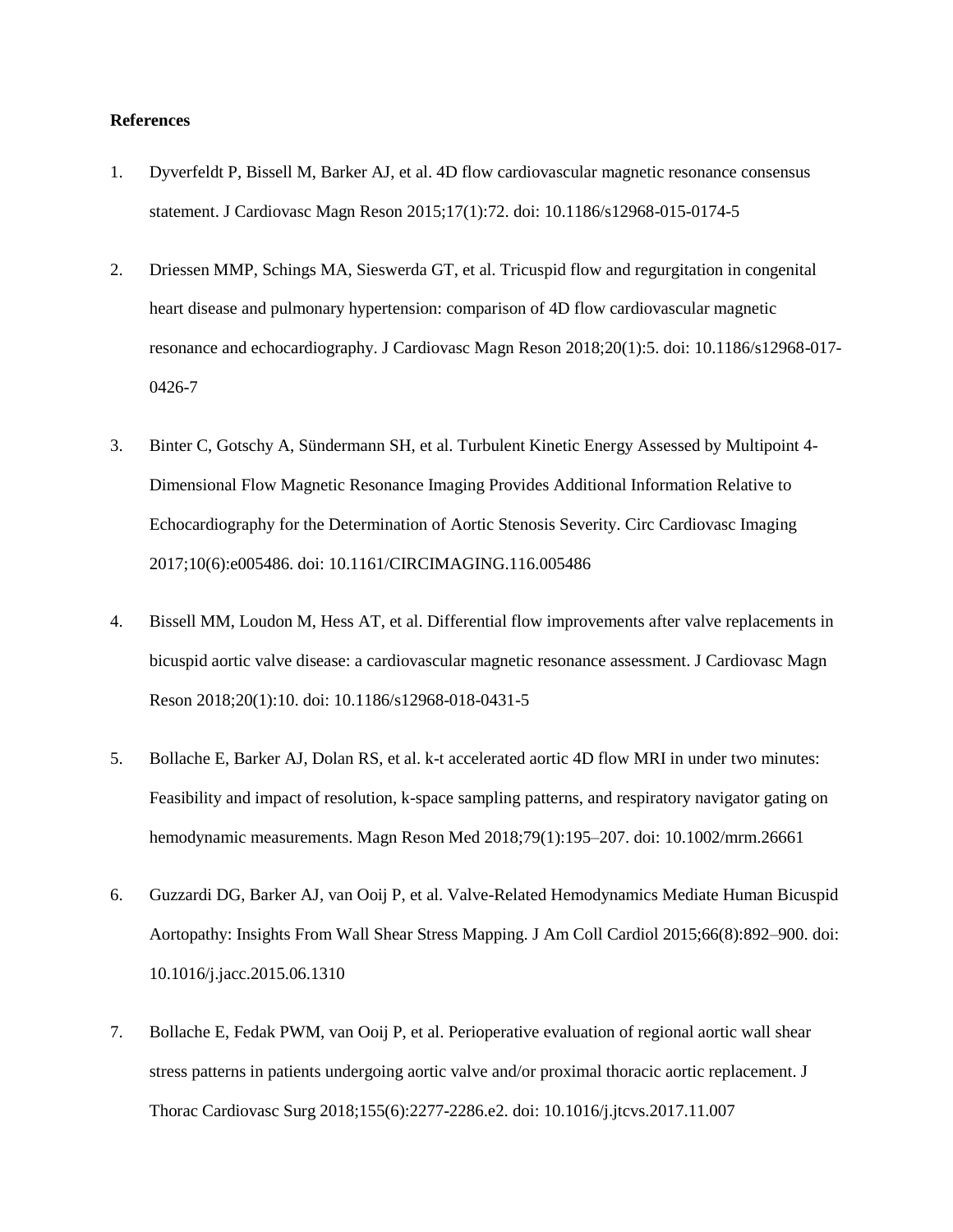**References**

1. Dyverfeldt P, Bissell M, Barker AJ, et al. 4D flow cardiovascular magnetic resonance consensus statement. J Cardiovasc Magn Reson 2015;17(1):72. doi: 10.1186/s12968-015-0174-5

2. Driessen MMP, Schings MA, Sieswerda GT, et al. Tricuspid flow and regurgitation in congenital heart disease and pulmonary hypertension: comparison of 4D flow cardiovascular magnetic resonance and echocardiography. J Cardiovasc Magn Reson 2018;20(1):5. doi: 10.1186/s12968-017-0426-7

3. Binter C, Gotschy A, Sündermann SH, et al. Turbulent Kinetic Energy Assessed by Multipoint 4-Dimensional Flow Magnetic Resonance Imaging Provides Additional Information Relative to Echocardiography for the Determination of Aortic Stenosis Severity. Circ Cardiovasc Imaging 2017;10(6):e005486. doi: 10.1161/CIRCIMAGING.116.005486

4. Bissell MM, Loudon M, Hess AT, et al. Differential flow improvements after valve replacements in bicuspid aortic valve disease: a cardiovascular magnetic resonance assessment. J Cardiovasc Magn Reson 2018;20(1):10. doi: 10.1186/s12968-018-0431-5

5. Bollache E, Barker AJ, Dolan RS, et al. k-t accelerated aortic 4D flow MRI in under two minutes: Feasibility and impact of resolution, k-space sampling patterns, and respiratory navigator gating on hemodynamic measurements. Magn Reson Med 2018;79(1):195–207. doi: 10.1002/mrm.26661

6. Guzzardi DG, Barker AJ, van Ooij P, et al. Valve-Related Hemodynamics Mediate Human Bicuspid Aortopathy: Insights From Wall Shear Stress Mapping. J Am Coll Cardiol 2015;66(8):892–900. doi: 10.1016/j.jacc.2015.06.1310

7. Bollache E, Fedak PWM, van Ooij P, et al. Perioperative evaluation of regional aortic wall shear stress patterns in patients undergoing aortic valve and/or proximal thoracic aortic replacement. J Thorac Cardiovasc Surg 2018;155(6):2277-2286.e2. doi: 10.1016/j.jtcvs.2017.11.007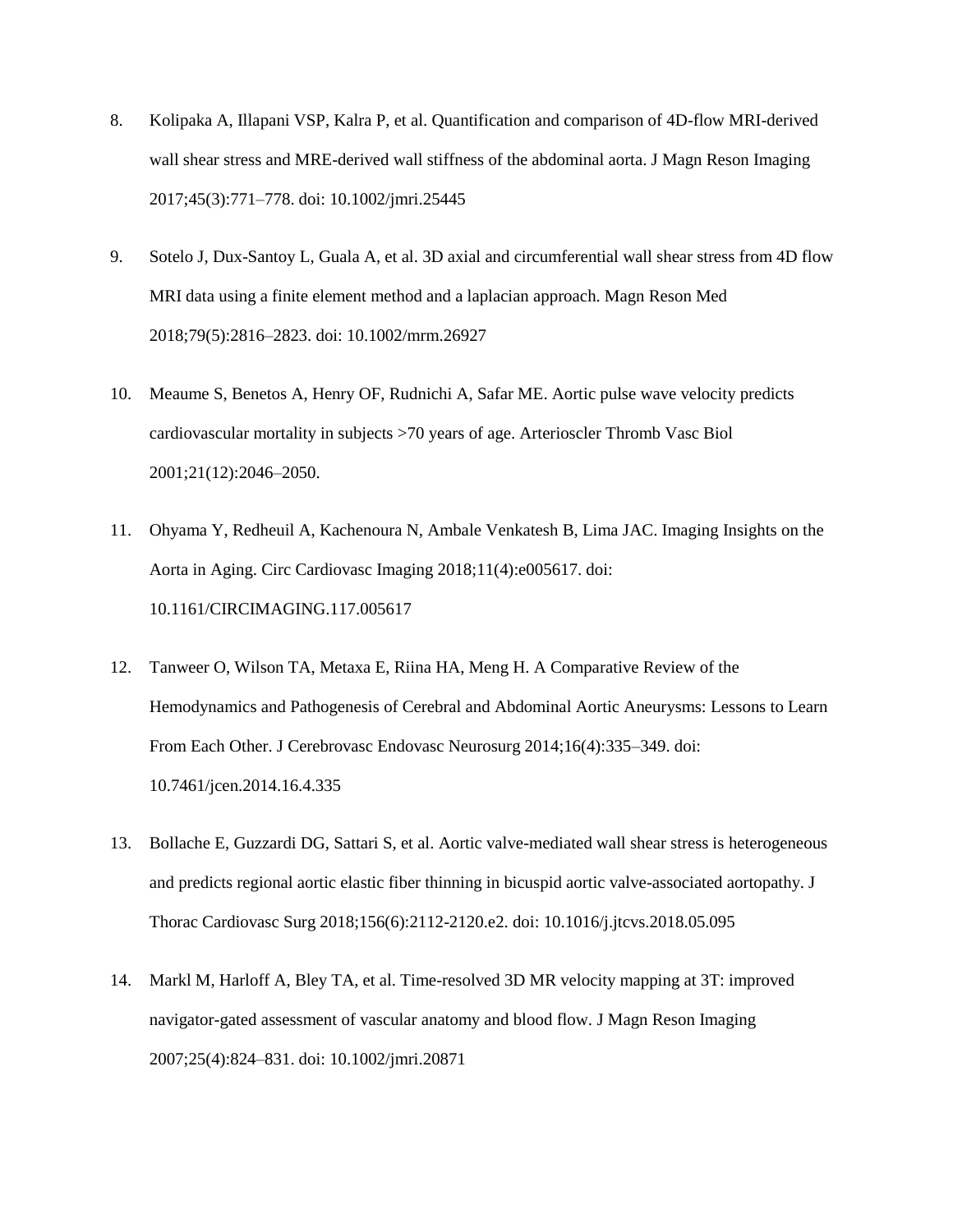8. Kolipaka A, Illapani VSP, Kalra P, et al. Quantification and comparison of 4D-flow MRI-derived wall shear stress and MRE-derived wall stiffness of the abdominal aorta. J Magn Reson Imaging 2017;45(3):771–778. doi: 10.1002/jmri.25445

9. Sotelo J, Dux-Santoy L, Guala A, et al. 3D axial and circumferential wall shear stress from 4D flow MRI data using a finite element method and a laplacian approach. Magn Reson Med 2018;79(5):2816–2823. doi: 10.1002/mrm.26927

10. Meaume S, Benetos A, Henry OF, Rudnichi A, Safar ME. Aortic pulse wave velocity predicts cardiovascular mortality in subjects >70 years of age. Arterioscler Thromb Vasc Biol 2001;21(12):2046–2050.

11. Ohyama Y, Redheuil A, Kachenoura N, Ambale Venkatesh B, Lima JAC. Imaging Insights on the Aorta in Aging. Circ Cardiovasc Imaging 2018;11(4):e005617. doi: 10.1161/CIRCIMAGING.117.005617

12. Tanweer O, Wilson TA, Metaxa E, Riina HA, Meng H. A Comparative Review of the Hemodynamics and Pathogenesis of Cerebral and Abdominal Aortic Aneurysms: Lessons to Learn From Each Other. J Cerebrovasc Endovasc Neurosurg 2014;16(4):335–349. doi: 10.7461/jcen.2014.16.4.335

13. Bollache E, Guzzardi DG, Sattari S, et al. Aortic valve-mediated wall shear stress is heterogeneous and predicts regional aortic elastic fiber thinning in bicuspid aortic valve-associated aortopathy. J Thorac Cardiovasc Surg 2018;156(6):2112-2120.e2. doi: 10.1016/j.jtcvs.2018.05.095

14. Markl M, Harloff A, Bley TA, et al. Time-resolved 3D MR velocity mapping at 3T: improved navigator-gated assessment of vascular anatomy and blood flow. J Magn Reson Imaging 2007;25(4):824–831. doi: 10.1002/jmri.20871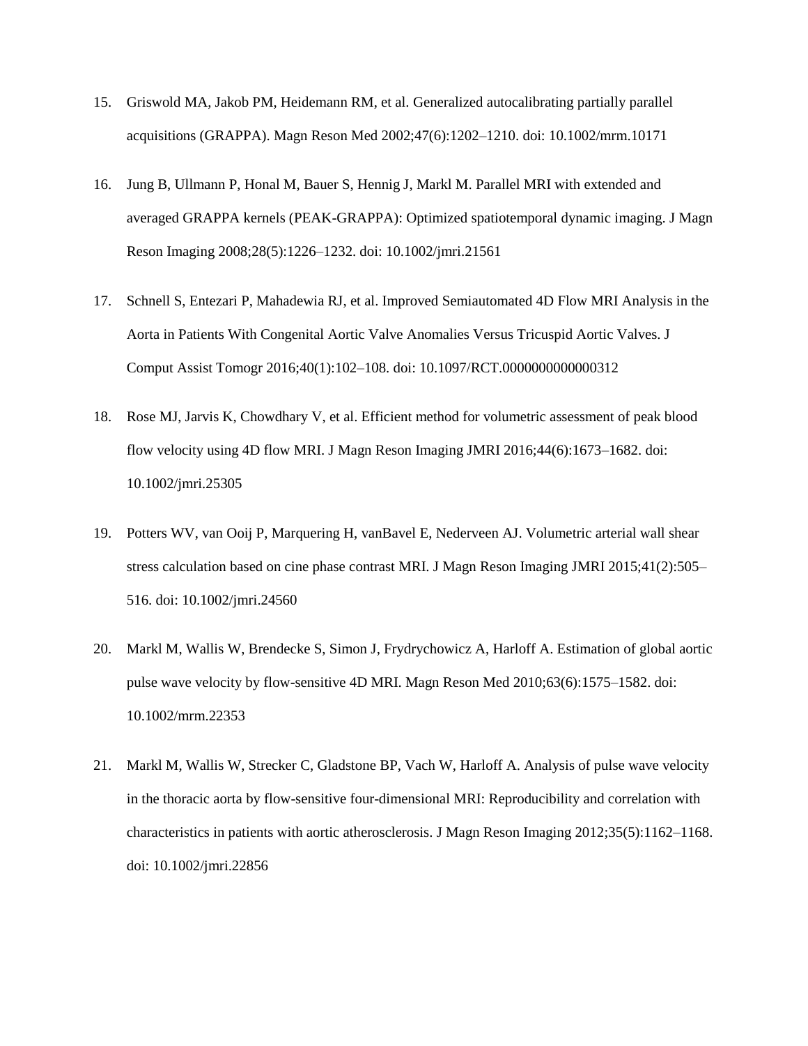15. Griswold MA, Jakob PM, Heidemann RM, et al. Generalized autocalibrating partially parallel acquisitions (GRAPPA). Magn Reson Med 2002;47(6):1202–1210. doi: 10.1002/mrm.10171

16. Jung B, Ullmann P, Honal M, Bauer S, Hennig J, Markl M. Parallel MRI with extended and averaged GRAPPA kernels (PEAK-GRAPPA): Optimized spatiotemporal dynamic imaging. J Magn Reson Imaging 2008;28(5):1226–1232. doi: 10.1002/jmri.21561

17. Schnell S, Entezari P, Mahadewia RJ, et al. Improved Semiautomated 4D Flow MRI Analysis in the Aorta in Patients With Congenital Aortic Valve Anomalies Versus Tricuspid Aortic Valves. J Comput Assist Tomogr 2016;40(1):102–108. doi: 10.1097/RCT.0000000000000312

18. Rose MJ, Jarvis K, Chowdhary V, et al. Efficient method for volumetric assessment of peak blood flow velocity using 4D flow MRI. J Magn Reson Imaging JMRI 2016;44(6):1673–1682. doi: 10.1002/jmri.25305

19. Potters WV, van Ooij P, Marquering H, vanBavel E, Nederveen AJ. Volumetric arterial wall shear stress calculation based on cine phase contrast MRI. J Magn Reson Imaging JMRI 2015;41(2):505–516. doi: 10.1002/jmri.24560

20. Markl M, Wallis W, Brendecke S, Simon J, Frydrychowicz A, Harloff A. Estimation of global aortic pulse wave velocity by flow-sensitive 4D MRI. Magn Reson Med 2010;63(6):1575–1582. doi: 10.1002/mrm.22353

21. Markl M, Wallis W, Strecker C, Gladstone BP, Vach W, Harloff A. Analysis of pulse wave velocity in the thoracic aorta by flow-sensitive four-dimensional MRI: Reproducibility and correlation with characteristics in patients with aortic atherosclerosis. J Magn Reson Imaging 2012;35(5):1162–1168. doi: 10.1002/jmri.22856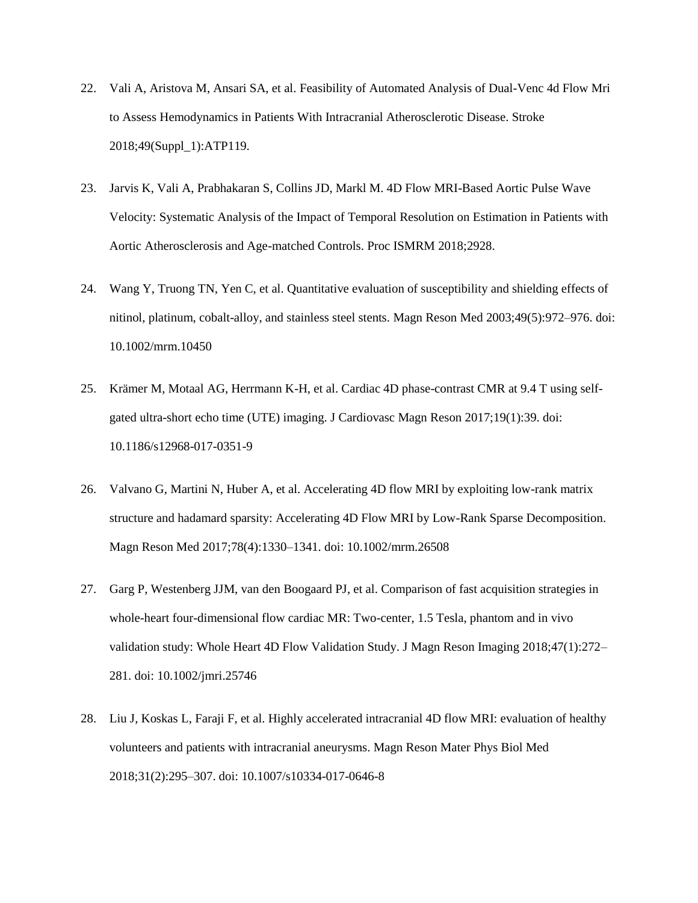22. Vali A, Aristova M, Ansari SA, et al. Feasibility of Automated Analysis of Dual-Venc 4d Flow Mri to Assess Hemodynamics in Patients With Intracranial Atherosclerotic Disease. Stroke 2018;49(Suppl_1):ATP119.

23. Jarvis K, Vali A, Prabhakaran S, Collins JD, Markl M. 4D Flow MRI-Based Aortic Pulse Wave Velocity: Systematic Analysis of the Impact of Temporal Resolution on Estimation in Patients with Aortic Atherosclerosis and Age-matched Controls. Proc ISMRM 2018;2928.

24. Wang Y, Truong TN, Yen C, et al. Quantitative evaluation of susceptibility and shielding effects of nitinol, platinum, cobalt-alloy, and stainless steel stents. Magn Reson Med 2003;49(5):972–976. doi: 10.1002/mrm.10450

25. Krämer M, Motaal AG, Herrmann K-H, et al. Cardiac 4D phase-contrast CMR at 9.4 T using self-gated ultra-short echo time (UTE) imaging. J Cardiovasc Magn Reson 2017;19(1):39. doi: 10.1186/s12968-017-0351-9

26. Valvano G, Martini N, Huber A, et al. Accelerating 4D flow MRI by exploiting low-rank matrix structure and hadamard sparsity: Accelerating 4D Flow MRI by Low-Rank Sparse Decomposition. Magn Reson Med 2017;78(4):1330–1341. doi: 10.1002/mrm.26508

27. Garg P, Westenberg JJM, van den Boogaard PJ, et al. Comparison of fast acquisition strategies in whole-heart four-dimensional flow cardiac MR: Two-center, 1.5 Tesla, phantom and in vivo validation study: Whole Heart 4D Flow Validation Study. J Magn Reson Imaging 2018;47(1):272–281. doi: 10.1002/jmri.25746

28. Liu J, Koskas L, Faraji F, et al. Highly accelerated intracranial 4D flow MRI: evaluation of healthy volunteers and patients with intracranial aneurysms. Magn Reson Mater Phys Biol Med 2018;31(2):295–307. doi: 10.1007/s10334-017-0646-8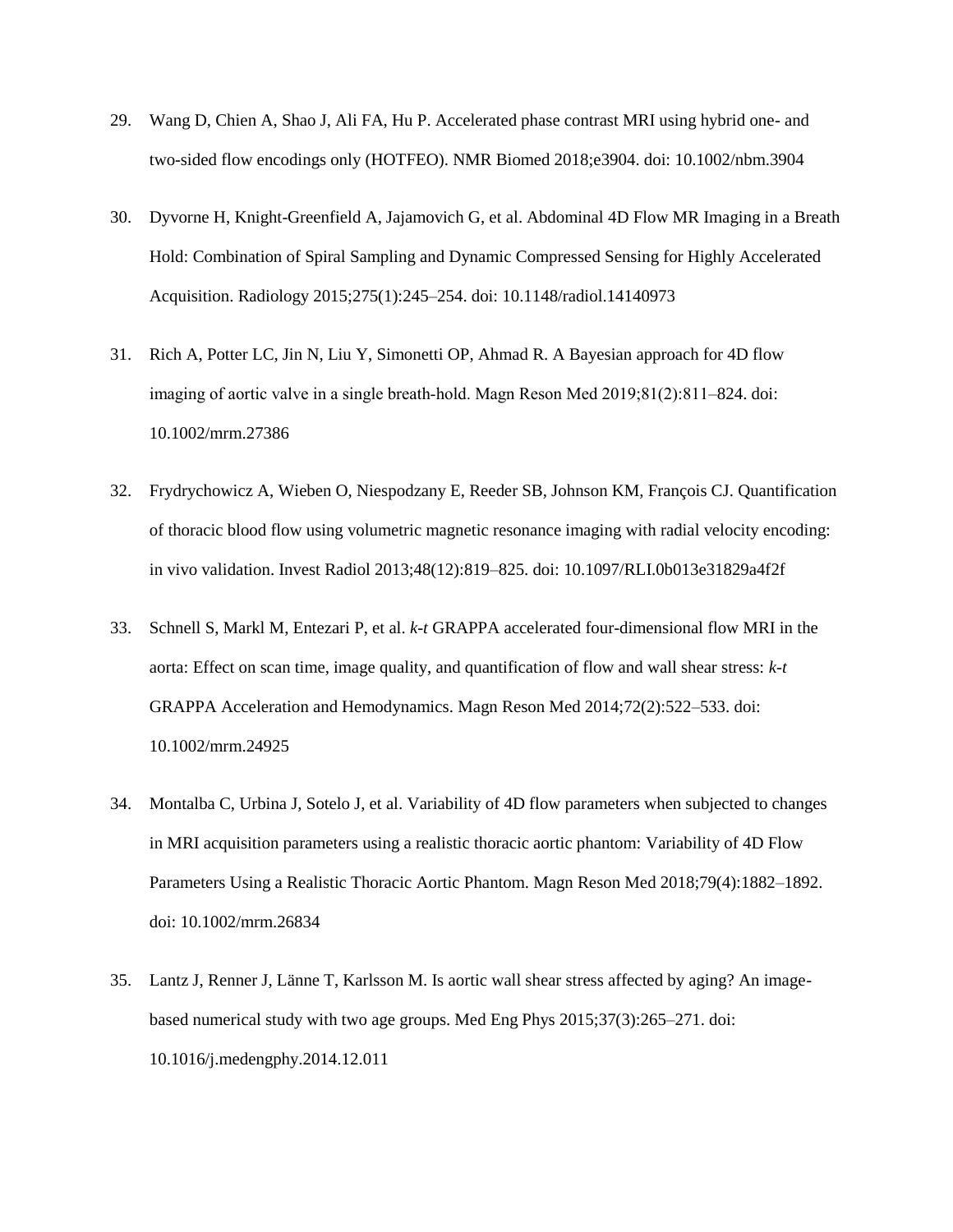29. Wang D, Chien A, Shao J, Ali FA, Hu P. Accelerated phase contrast MRI using hybrid one- and two-sided flow encodings only (HOTFEO). NMR Biomed 2018;e3904. doi: 10.1002/nbm.3904

30. Dyvorne H, Knight-Greenfield A, Jajamovich G, et al. Abdominal 4D Flow MR Imaging in a Breath Hold: Combination of Spiral Sampling and Dynamic Compressed Sensing for Highly Accelerated Acquisition. Radiology 2015;275(1):245–254. doi: 10.1148/radiol.14140973

31. Rich A, Potter LC, Jin N, Liu Y, Simonetti OP, Ahmad R. A Bayesian approach for 4D flow imaging of aortic valve in a single breath-hold. Magn Reson Med 2019;81(2):811–824. doi: 10.1002/mrm.27386

32. Frydrychowicz A, Wieben O, Niespodzany E, Reeder SB, Johnson KM, François CJ. Quantification of thoracic blood flow using volumetric magnetic resonance imaging with radial velocity encoding: in vivo validation. Invest Radiol 2013;48(12):819–825. doi: 10.1097/RLI.0b013e31829a4f2f

33. Schnell S, Markl M, Entezari P, et al. *k-t* GRAPPA accelerated four-dimensional flow MRI in the aorta: Effect on scan time, image quality, and quantification of flow and wall shear stress: *k-t* GRAPPA Acceleration and Hemodynamics. Magn Reson Med 2014;72(2):522–533. doi: 10.1002/mrm.24925

34. Montalba C, Urbina J, Sotelo J, et al. Variability of 4D flow parameters when subjected to changes in MRI acquisition parameters using a realistic thoracic aortic phantom: Variability of 4D Flow Parameters Using a Realistic Thoracic Aortic Phantom. Magn Reson Med 2018;79(4):1882–1892. doi: 10.1002/mrm.26834

35. Lantz J, Renner J, Länne T, Karlsson M. Is aortic wall shear stress affected by aging? An image-based numerical study with two age groups. Med Eng Phys 2015;37(3):265–271. doi: 10.1016/j.medengphy.2014.12.011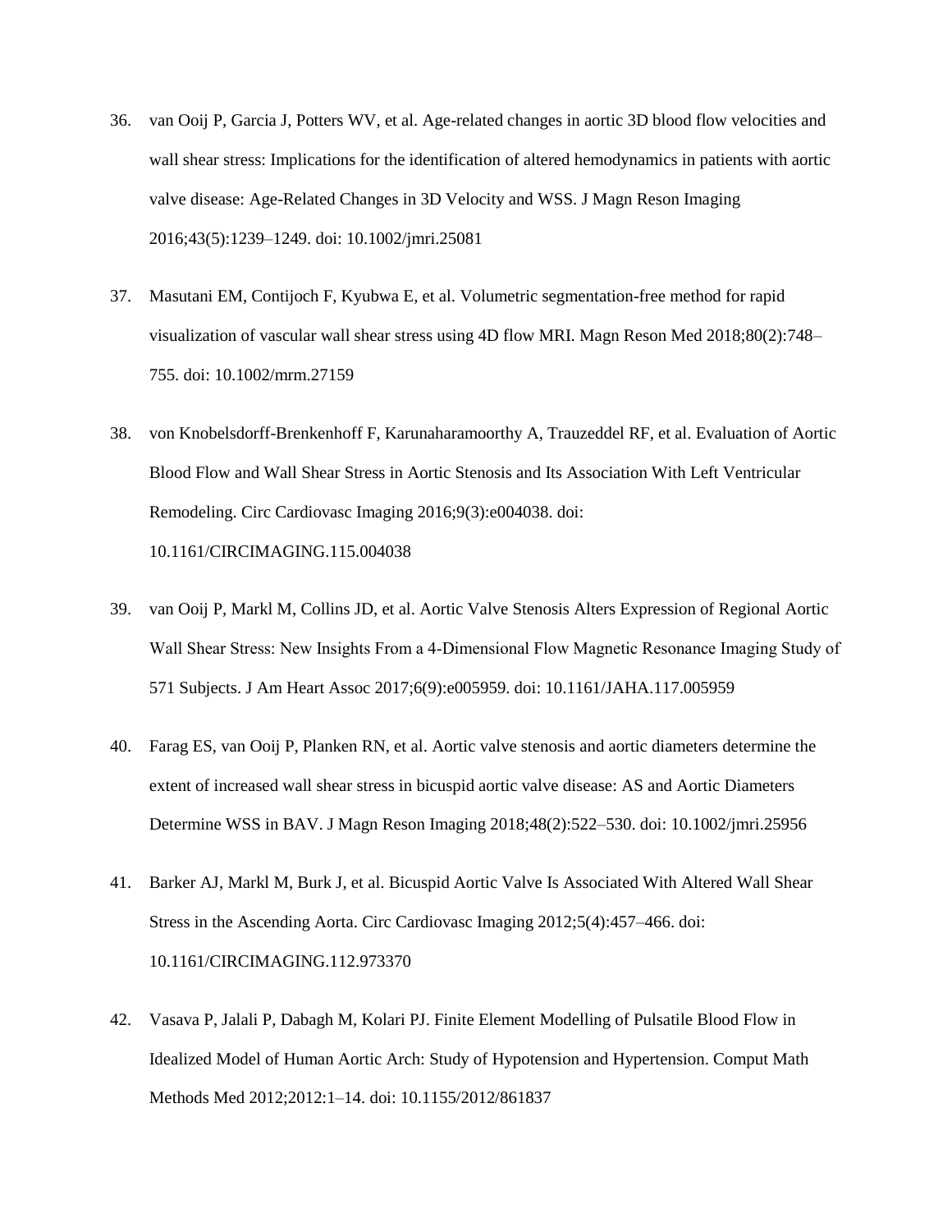36. van Ooij P, Garcia J, Potters WV, et al. Age-related changes in aortic 3D blood flow velocities and wall shear stress: Implications for the identification of altered hemodynamics in patients with aortic valve disease: Age-Related Changes in 3D Velocity and WSS. J Magn Reson Imaging 2016;43(5):1239–1249. doi: 10.1002/jmri.25081

37. Masutani EM, Contijoch F, Kyubwa E, et al. Volumetric segmentation-free method for rapid visualization of vascular wall shear stress using 4D flow MRI. Magn Reson Med 2018;80(2):748–755. doi: 10.1002/mrm.27159

38. von Knobelsdorff-Brenkenhoff F, Karunaharamoorthy A, Trauzeddel RF, et al. Evaluation of Aortic Blood Flow and Wall Shear Stress in Aortic Stenosis and Its Association With Left Ventricular Remodeling. Circ Cardiovasc Imaging 2016;9(3):e004038. doi: 10.1161/CIRCIMAGING.115.004038

39. van Ooij P, Markl M, Collins JD, et al. Aortic Valve Stenosis Alters Expression of Regional Aortic Wall Shear Stress: New Insights From a 4-Dimensional Flow Magnetic Resonance Imaging Study of 571 Subjects. J Am Heart Assoc 2017;6(9):e005959. doi: 10.1161/JAHA.117.005959

40. Farag ES, van Ooij P, Planken RN, et al. Aortic valve stenosis and aortic diameters determine the extent of increased wall shear stress in bicuspid aortic valve disease: AS and Aortic Diameters Determine WSS in BAV. J Magn Reson Imaging 2018;48(2):522–530. doi: 10.1002/jmri.25956

41. Barker AJ, Markl M, Burk J, et al. Bicuspid Aortic Valve Is Associated With Altered Wall Shear Stress in the Ascending Aorta. Circ Cardiovasc Imaging 2012;5(4):457–466. doi: 10.1161/CIRCIMAGING.112.973370

42. Vasava P, Jalali P, Dabagh M, Kolari PJ. Finite Element Modelling of Pulsatile Blood Flow in Idealized Model of Human Aortic Arch: Study of Hypotension and Hypertension. Comput Math Methods Med 2012;2012:1–14. doi: 10.1155/2012/861837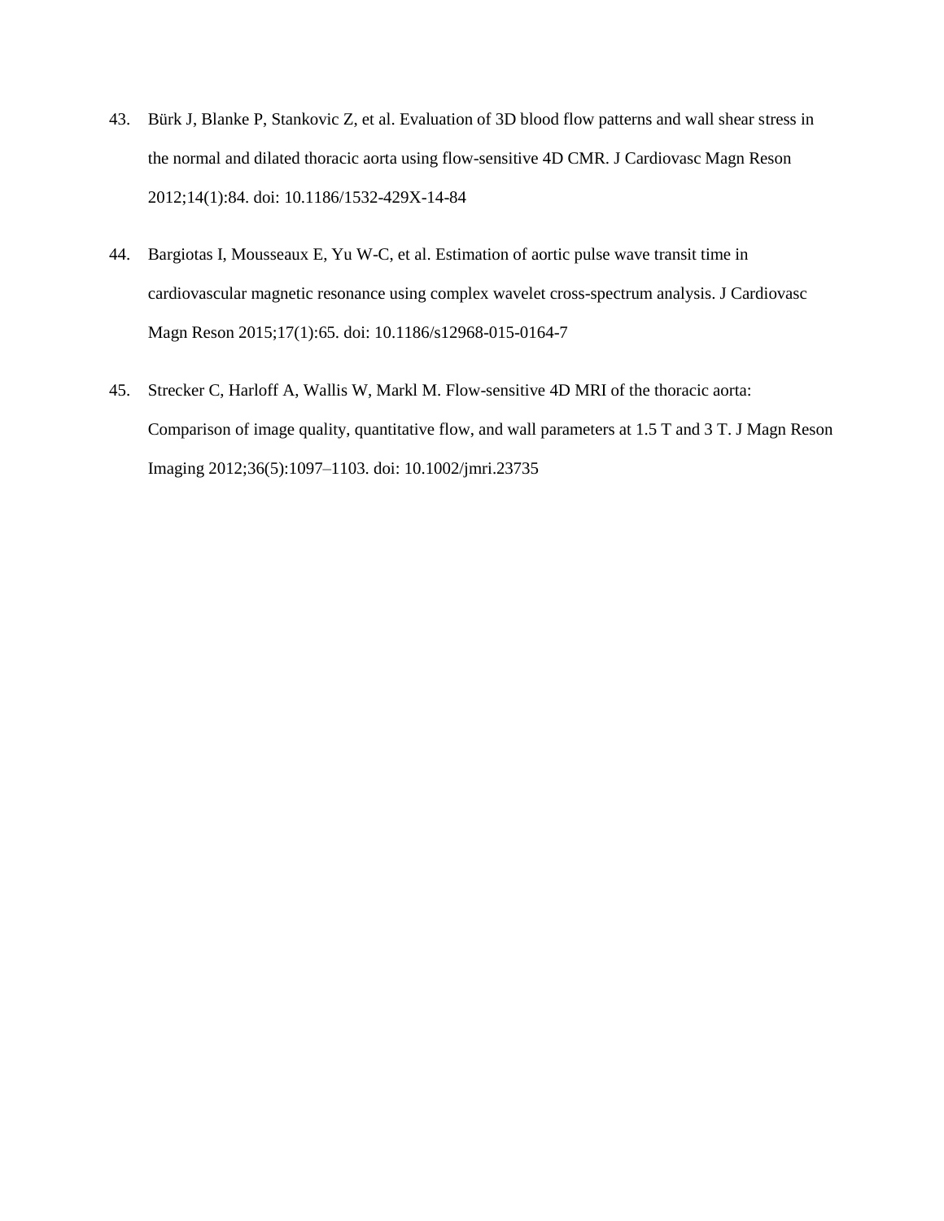43. Bürk J, Blanke P, Stankovic Z, et al. Evaluation of 3D blood flow patterns and wall shear stress in the normal and dilated thoracic aorta using flow-sensitive 4D CMR. J Cardiovasc Magn Reson 2012;14(1):84. doi: 10.1186/1532-429X-14-84

44. Bargiotas I, Mousseaux E, Yu W-C, et al. Estimation of aortic pulse wave transit time in cardiovascular magnetic resonance using complex wavelet cross-spectrum analysis. J Cardiovasc Magn Reson 2015;17(1):65. doi: 10.1186/s12968-015-0164-7

45. Strecker C, Harloff A, Wallis W, Markl M. Flow-sensitive 4D MRI of the thoracic aorta: Comparison of image quality, quantitative flow, and wall parameters at 1.5 T and 3 T. J Magn Reson Imaging 2012;36(5):1097–1103. doi: 10.1002/jmri.23735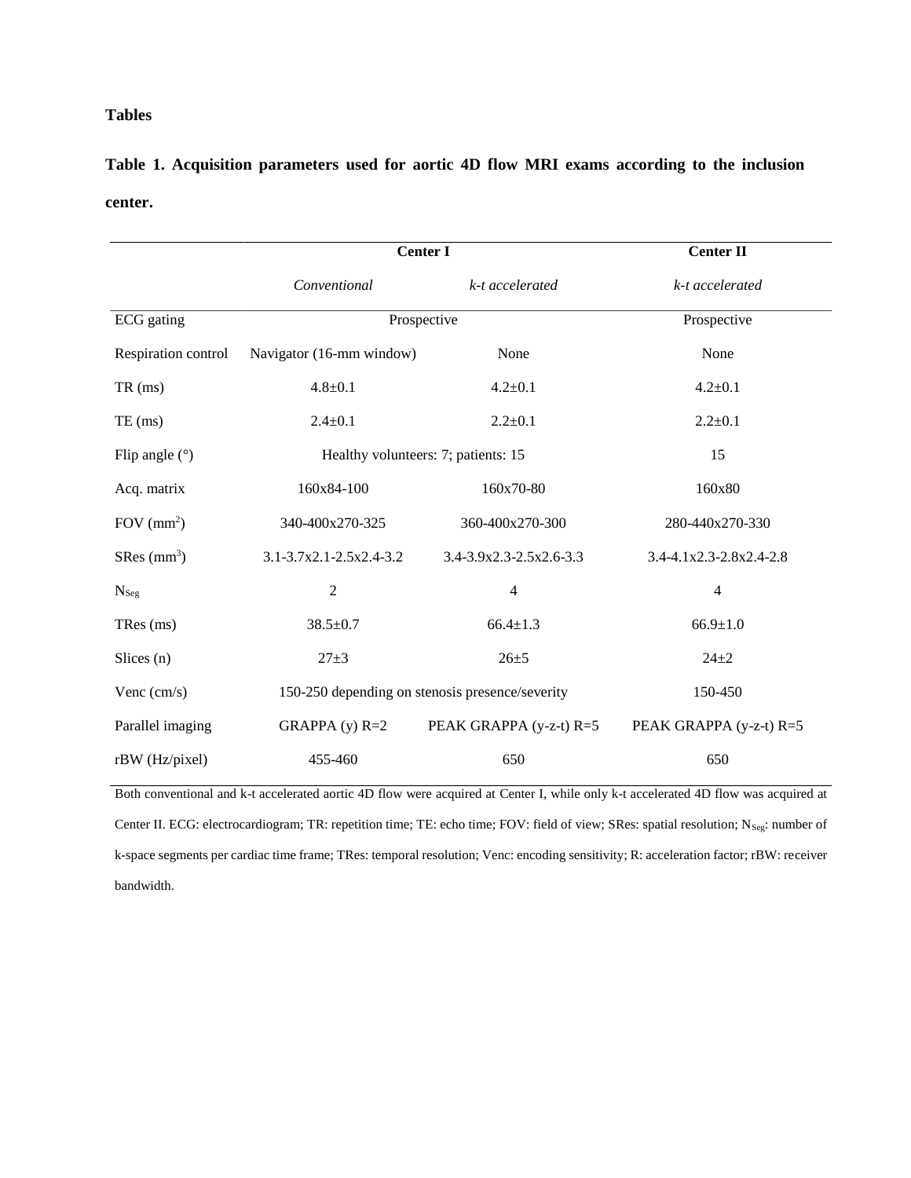## Tables

**Table 1. Acquisition parameters used for aortic 4D flow MRI exams according to the inclusion center.**

| | **Center I** | | **Center II** |
|---|---|---|---|
| | *Conventional* | *k-t accelerated* | *k-t accelerated* |
| ECG gating | Prospective | | Prospective |
| Respiration control | Navigator (16-mm window) | None | None |
| TR (ms) | 4.8±0.1 | 4.2±0.1 | 4.2±0.1 |
| TE (ms) | 2.4±0.1 | 2.2±0.1 | 2.2±0.1 |
| Flip angle (°) | Healthy volunteers: 7; patients: 15 | | 15 |
| Acq. matrix | 160x84-100 | 160x70-80 | 160x80 |
| FOV ($mm^2$) | 340-400x270-325 | 360-400x270-300 | 280-440x270-330 |
| SRes ($mm^3$) | 3.1-3.7x2.1-2.5x2.4-3.2 | 3.4-3.9x2.3-2.5x2.6-3.3 | 3.4-4.1x2.3-2.8x2.4-2.8 |
| $N_{Seg}$ | 2 | 4 | 4 |
| TRes (ms) | 38.5±0.7 | 66.4±1.3 | 66.9±1.0 |
| Slices (n) | 27±3 | 26±5 | 24±2 |
| Venc (cm/s) | 150-250 depending on stenosis presence/severity | | 150-450 |
| Parallel imaging | GRAPPA (y) R=2 | PEAK GRAPPA (y-z-t) R=5 | PEAK GRAPPA (y-z-t) R=5 |
| rBW (Hz/pixel) | 455-460 | 650 | 650 |

Both conventional and k-t accelerated aortic 4D flow were acquired at Center I, while only k-t accelerated 4D flow was acquired at Center II. ECG: electrocardiogram; TR: repetition time; TE: echo time; FOV: field of view; SRes: spatial resolution; $N_{Seg}$: number of k-space segments per cardiac time frame; TRes: temporal resolution; Venc: encoding sensitivity; R: acceleration factor; rBW: receiver bandwidth.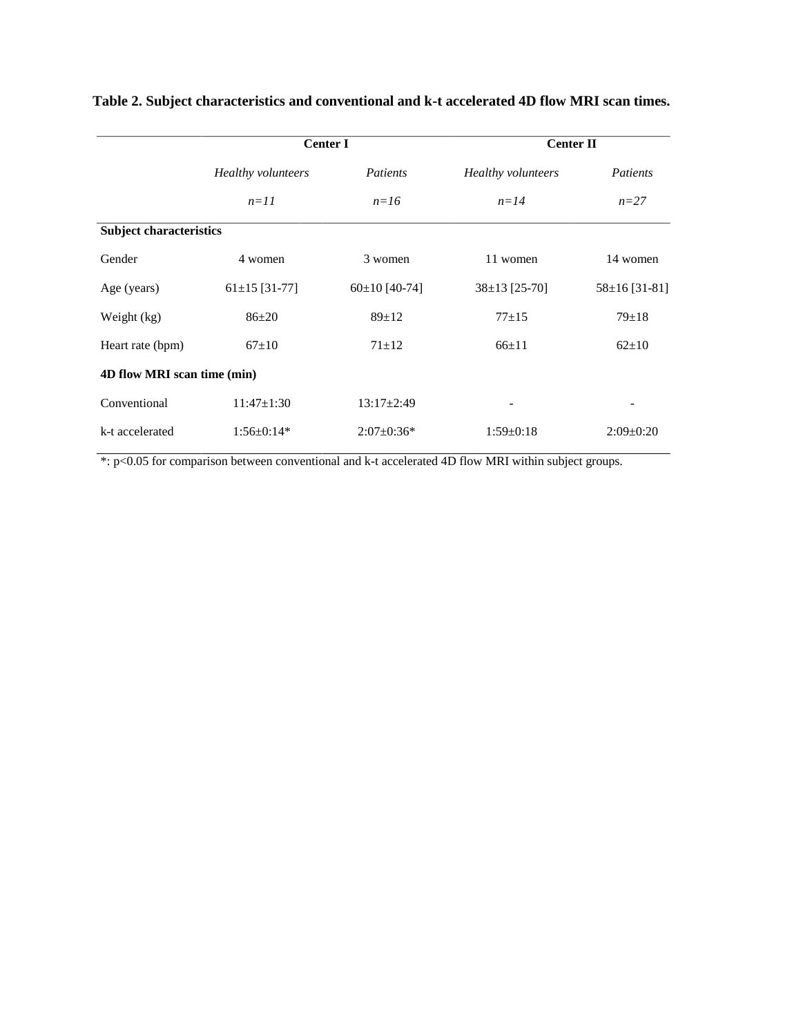**Table 2. Subject characteristics and conventional and k-t accelerated 4D flow MRI scan times.**

| | Center I | | Center II | |
|---|---|---|---|---|
| | *Healthy volunteers* | *Patients* | *Healthy volunteers* | *Patients* |
| | *n=11* | *n=16* | *n=14* | *n=27* |
| **Subject characteristics** | | | | |
| Gender | 4 women | 3 women | 11 women | 14 women |
| Age (years) | 61±15 [31-77] | 60±10 [40-74] | 38±13 [25-70] | 58±16 [31-81] |
| Weight (kg) | 86±20 | 89±12 | 77±15 | 79±18 |
| Heart rate (bpm) | 67±10 | 71±12 | 66±11 | 62±10 |
| **4D flow MRI scan time (min)** | | | | |
| Conventional | 11:47±1:30 | 13:17±2:49 | - | - |
| k-t accelerated | 1:56±0:14* | 2:07±0:36* | 1:59±0:18 | 2:09±0:20 |

*: $p<0.05$ for comparison between conventional and k-t accelerated 4D flow MRI within subject groups.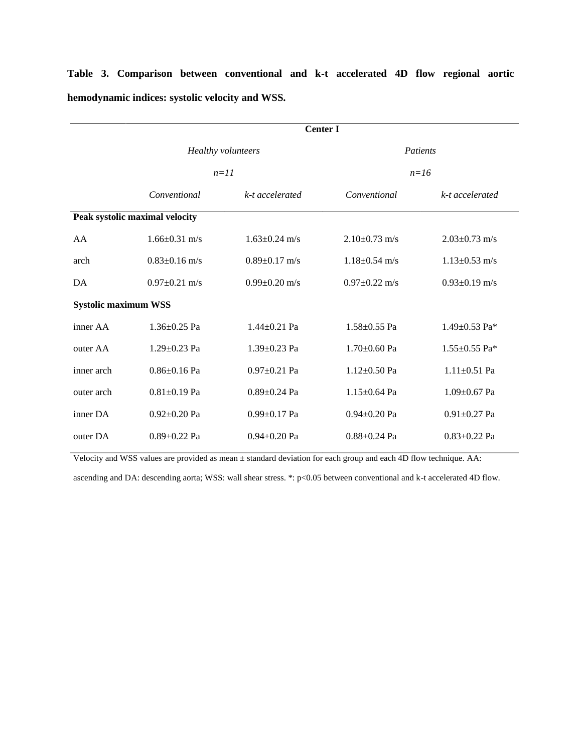**Table 3. Comparison between conventional and k-t accelerated 4D flow regional aortic hemodynamic indices: systolic velocity and WSS.**

| | Center I | | | |
|---|---|---|---|---|
| | *Healthy volunteers* *n=11* | | *Patients* *n=16* | |
| | *Conventional* | *k-t accelerated* | *Conventional* | *k-t accelerated* |
| **Peak systolic maximal velocity** | | | | |
| AA | 1.66±0.31 m/s | 1.63±0.24 m/s | 2.10±0.73 m/s | 2.03±0.73 m/s |
| arch | 0.83±0.16 m/s | 0.89±0.17 m/s | 1.18±0.54 m/s | 1.13±0.53 m/s |
| DA | 0.97±0.21 m/s | 0.99±0.20 m/s | 0.97±0.22 m/s | 0.93±0.19 m/s |
| **Systolic maximum WSS** | | | | |
| inner AA | 1.36±0.25 Pa | 1.44±0.21 Pa | 1.58±0.55 Pa | 1.49±0.53 Pa* |
| outer AA | 1.29±0.23 Pa | 1.39±0.23 Pa | 1.70±0.60 Pa | 1.55±0.55 Pa* |
| inner arch | 0.86±0.16 Pa | 0.97±0.21 Pa | 1.12±0.50 Pa | 1.11±0.51 Pa |
| outer arch | 0.81±0.19 Pa | 0.89±0.24 Pa | 1.15±0.64 Pa | 1.09±0.67 Pa |
| inner DA | 0.92±0.20 Pa | 0.99±0.17 Pa | 0.94±0.20 Pa | 0.91±0.27 Pa |
| outer DA | 0.89±0.22 Pa | 0.94±0.20 Pa | 0.88±0.24 Pa | 0.83±0.22 Pa |

Velocity and WSS values are provided as mean ± standard deviation for each group and each 4D flow technique. AA: ascending and DA: descending aorta; WSS: wall shear stress. *: $p<0.05$ between conventional and k-t accelerated 4D flow.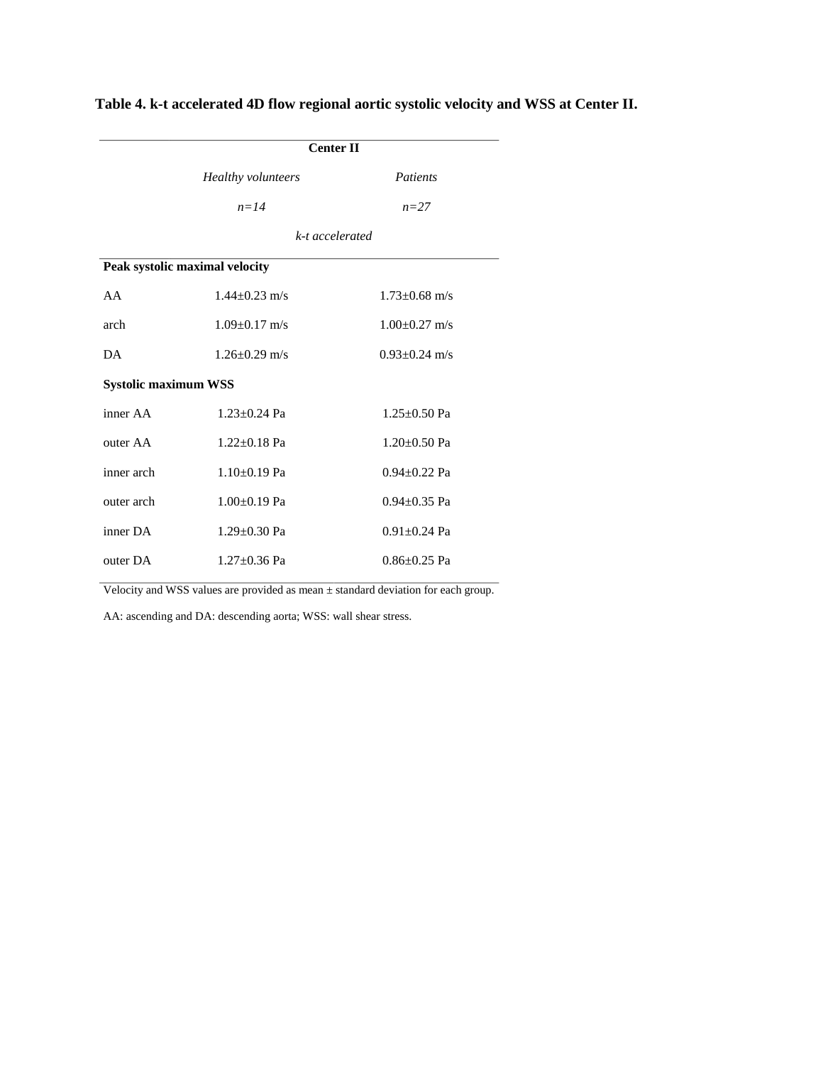**Table 4. k-t accelerated 4D flow regional aortic systolic velocity and WSS at Center II.**

| | Center II | |
|---|---|---|
| | *Healthy volunteers* | *Patients* |
| | *n=14* | *n=27* |
| | *k-t accelerated* | |
| **Peak systolic maximal velocity** | | |
| AA | 1.44±0.23 m/s | 1.73±0.68 m/s |
| arch | 1.09±0.17 m/s | 1.00±0.27 m/s |
| DA | 1.26±0.29 m/s | 0.93±0.24 m/s |
| **Systolic maximum WSS** | | |
| inner AA | 1.23±0.24 Pa | 1.25±0.50 Pa |
| outer AA | 1.22±0.18 Pa | 1.20±0.50 Pa |
| inner arch | 1.10±0.19 Pa | 0.94±0.22 Pa |
| outer arch | 1.00±0.19 Pa | 0.94±0.35 Pa |
| inner DA | 1.29±0.30 Pa | 0.91±0.24 Pa |
| outer DA | 1.27±0.36 Pa | 0.86±0.25 Pa |

Velocity and WSS values are provided as mean ± standard deviation for each group.

AA: ascending and DA: descending aorta; WSS: wall shear stress.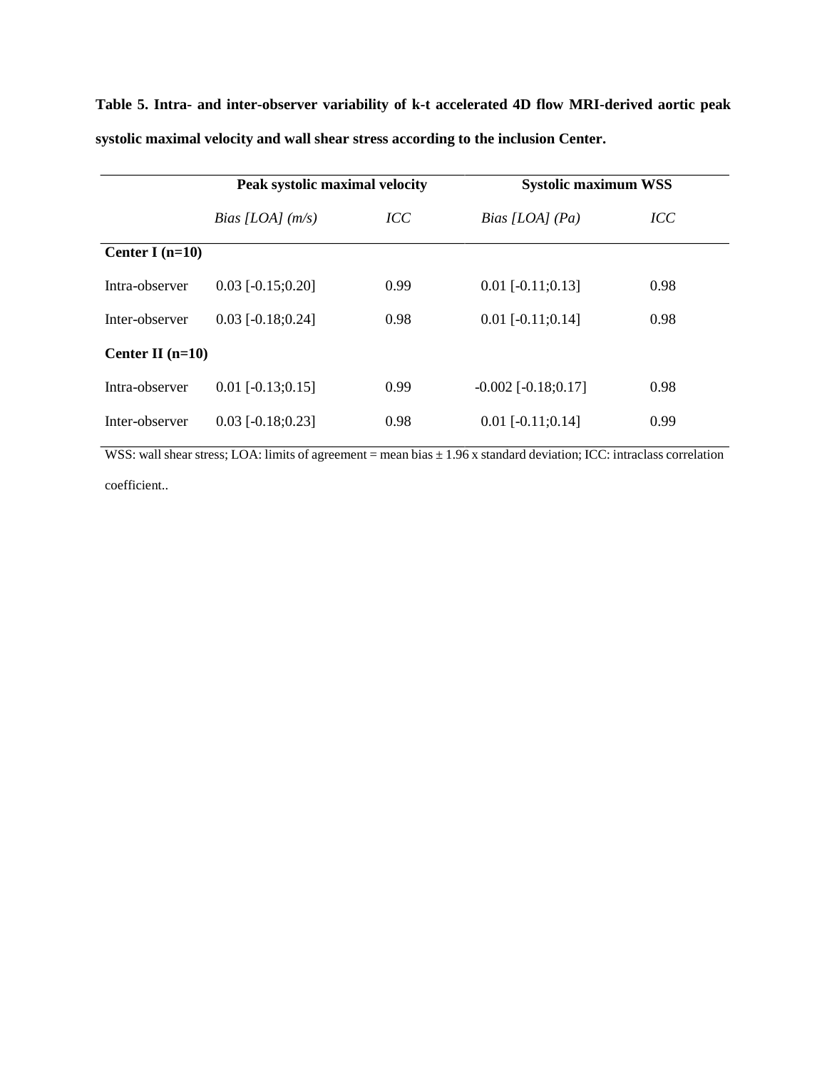**Table 5. Intra- and inter-observer variability of k-t accelerated 4D flow MRI-derived aortic peak systolic maximal velocity and wall shear stress according to the inclusion Center.**

| | **Peak systolic maximal velocity** | | **Systolic maximum WSS** | |
|---|---|---|---|---|
| | *Bias [LOA] (m/s)* | *ICC* | *Bias [LOA] (Pa)* | *ICC* |
| **Center I (n=10)** | | | | |
| Intra-observer | 0.03 [-0.15;0.20] | 0.99 | 0.01 [-0.11;0.13] | 0.98 |
| Inter-observer | 0.03 [-0.18;0.24] | 0.98 | 0.01 [-0.11;0.14] | 0.98 |
| **Center II (n=10)** | | | | |
| Intra-observer | 0.01 [-0.13;0.15] | 0.99 | -0.002 [-0.18;0.17] | 0.98 |
| Inter-observer | 0.03 [-0.18;0.23] | 0.98 | 0.01 [-0.11;0.14] | 0.99 |

WSS: wall shear stress; LOA: limits of agreement = mean bias ± 1.96 x standard deviation; ICC: intraclass correlation coefficient..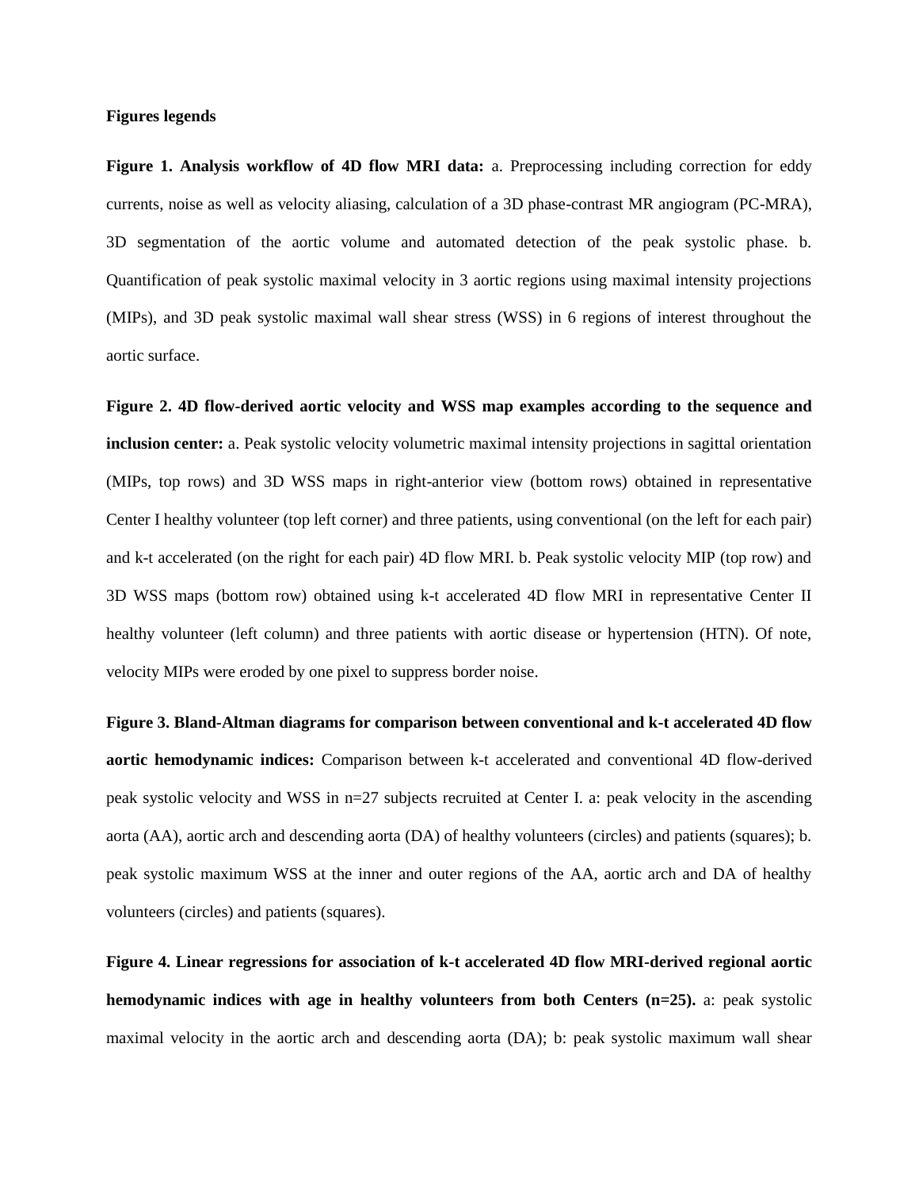**Figures legends**

**Figure 1. Analysis workflow of 4D flow MRI data:** a. Preprocessing including correction for eddy currents, noise as well as velocity aliasing, calculation of a 3D phase-contrast MR angiogram (PC-MRA), 3D segmentation of the aortic volume and automated detection of the peak systolic phase. b. Quantification of peak systolic maximal velocity in 3 aortic regions using maximal intensity projections (MIPs), and 3D peak systolic maximal wall shear stress (WSS) in 6 regions of interest throughout the aortic surface.

**Figure 2. 4D flow-derived aortic velocity and WSS map examples according to the sequence and inclusion center:** a. Peak systolic velocity volumetric maximal intensity projections in sagittal orientation (MIPs, top rows) and 3D WSS maps in right-anterior view (bottom rows) obtained in representative Center I healthy volunteer (top left corner) and three patients, using conventional (on the left for each pair) and k-t accelerated (on the right for each pair) 4D flow MRI. b. Peak systolic velocity MIP (top row) and 3D WSS maps (bottom row) obtained using k-t accelerated 4D flow MRI in representative Center II healthy volunteer (left column) and three patients with aortic disease or hypertension (HTN). Of note, velocity MIPs were eroded by one pixel to suppress border noise.

**Figure 3. Bland-Altman diagrams for comparison between conventional and k-t accelerated 4D flow aortic hemodynamic indices:** Comparison between k-t accelerated and conventional 4D flow-derived peak systolic velocity and WSS in n=27 subjects recruited at Center I. a: peak velocity in the ascending aorta (AA), aortic arch and descending aorta (DA) of healthy volunteers (circles) and patients (squares); b. peak systolic maximum WSS at the inner and outer regions of the AA, aortic arch and DA of healthy volunteers (circles) and patients (squares).

**Figure 4. Linear regressions for association of k-t accelerated 4D flow MRI-derived regional aortic hemodynamic indices with age in healthy volunteers from both Centers (n=25).** a: peak systolic maximal velocity in the aortic arch and descending aorta (DA); b: peak systolic maximum wall shear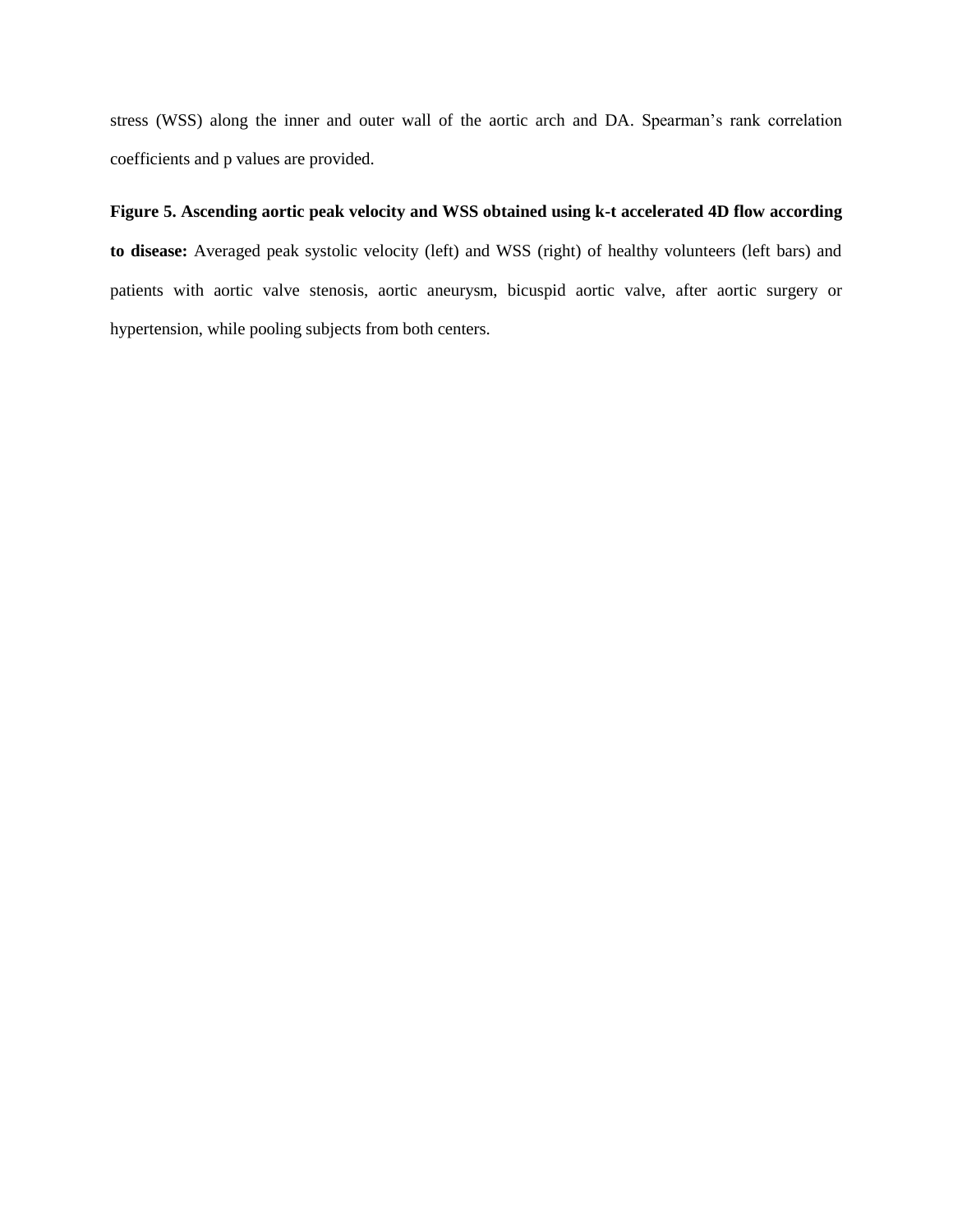stress (WSS) along the inner and outer wall of the aortic arch and DA. Spearman's rank correlation coefficients and p values are provided.

**Figure 5. Ascending aortic peak velocity and WSS obtained using k-t accelerated 4D flow according to disease:** Averaged peak systolic velocity (left) and WSS (right) of healthy volunteers (left bars) and patients with aortic valve stenosis, aortic aneurysm, bicuspid aortic valve, after aortic surgery or hypertension, while pooling subjects from both centers.